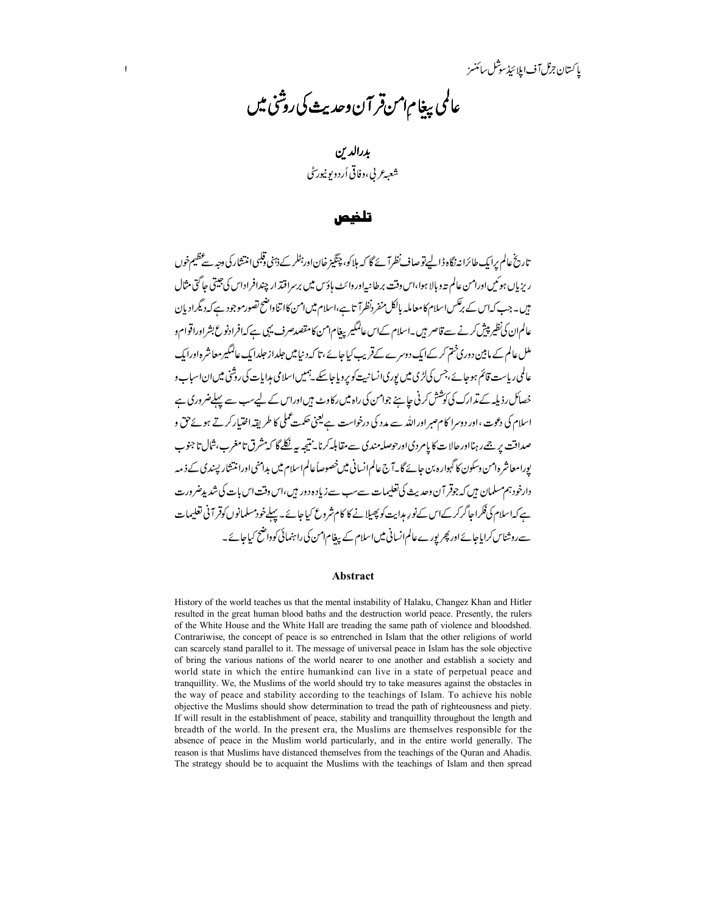# عالمی پیغامِ امن قرآن وحدیث کی روشنی میں

**بدرالدین**

شعبہ عربی، وفاقی اُردو یونیورسٹی

## تلخیص

تاریخ عالم پر ایک طائرانہ نگاہ ڈالیے تو صاف نظر آئے گا کہ ہلاکو، چنگیز خان اور ہٹلر کے ذہنی وقلبی انتشار کی وجہ سے عظیم خوں ریزیاں ہوئیں اور امن عالم تہ وبالا ہوا، اس وقت برطانیہ اور وائٹ ہاؤس میں برسر اقتدار چند افراد اس کی جیتی جاگتی مثال ہیں۔ جب کہ اس کے برعکس اسلام کا معاملہ بالکل منفرد نظر آتا ہے، اسلام میں امن کا اتنا واضح تصور موجود ہے کہ دیگر ادیان عالم ان کی نظیر پیش کرنے سے قاصر ہیں۔ اسلام کے اس عالمگیر پیغام امن کا مقصد صرف یہی ہے کہ افراد نوع بشر اور اقوام و ملل عالم کے مابین دوری ختم کر کے ایک دوسرے کے قریب کیا جائے، تا کہ دنیا میں جلد از جلد ایک عالمگیر معاشرہ اور ایک عالمی ریاست قائم ہو جائے، جس کی لڑی میں پوری انسانیت کو پرویا جا سکے۔ ہمیں اسلامی ہدایات کی روشنی میں ان اسباب و خصائل رذیلہ کے تدارک کی کوشش کرنی چاہیئے جو امن کی راہ میں رکاوٹ ہیں اور اس کے لیے سب سے پہلے ضروری ہے اسلام کی دعوت، اور دوسرا کام صبر اور اللہ سے مدد کی درخواست ہے یعنی حکمت عملی کا طریقہ اختیار کرتے ہوئے حق و صداقت پر جمے رہنا اور حالات کا پامردی اور حوصلہ مندی سے مقابلہ کرنا۔ نتیجہ یہ نکلے گا کہ مشرق تا مغرب، شمال تا جنوب پورا معاشرہ امن وسکون کا گہوارہ بن جائے گا۔ آج عالم انسانی میں خصوصاً عالم اسلام میں بدامنی اور انتشار پسندی کے ذمہ دار خود ہم مسلمان ہیں کہ جو قرآن وحدیث کی تعلیمات سے سب سے زیادہ دور ہیں، اس وقت اس بات کی شدید ضرورت ہے کہ اسلام کی فکر اجاگر کر کے اس کے نور ہدایت کو پھیلانے کا کام شروع کیا جائے۔ پہلے خود مسلمانوں کو قرآنی تعلیمات سے روشناس کرایا جائے اور پھر پورے عالم انسانی میں اسلام کے پیغام امن کی راہنمائی کو واضح کیا جائے۔

## Abstract

History of the world teaches us that the mental instability of Halaku, Changez Khan and Hitler resulted in the great human blood baths and the destruction world peace. Presently, the rulers of the White House and the White Hall are treading the same path of violence and bloodshed. Contrariwise, the concept of peace is so entrenched in Islam that the other religions of world can scarcely stand parallel to it. The message of universal peace in Islam has the sole objective of bring the various nations of the world nearer to one another and establish a society and world state in which the entire humankind can live in a state of perpetual peace and tranquillity. We, the Muslims of the world should try to take measures against the obstacles in the way of peace and stability according to the teachings of Islam. To achieve his noble objective the Muslims should show determination to tread the path of righteousness and piety. If will result in the establishment of peace, stability and tranquillity throughout the length and breadth of the world. In the present era, the Muslims are themselves responsible for the absence of peace in the Muslim world particularly, and in the entire world generally. The reason is that Muslims have distanced themselves from the teachings of the Quran and Ahadis. The strategy should be to acquaint the Muslims with the teachings of Islam and then spread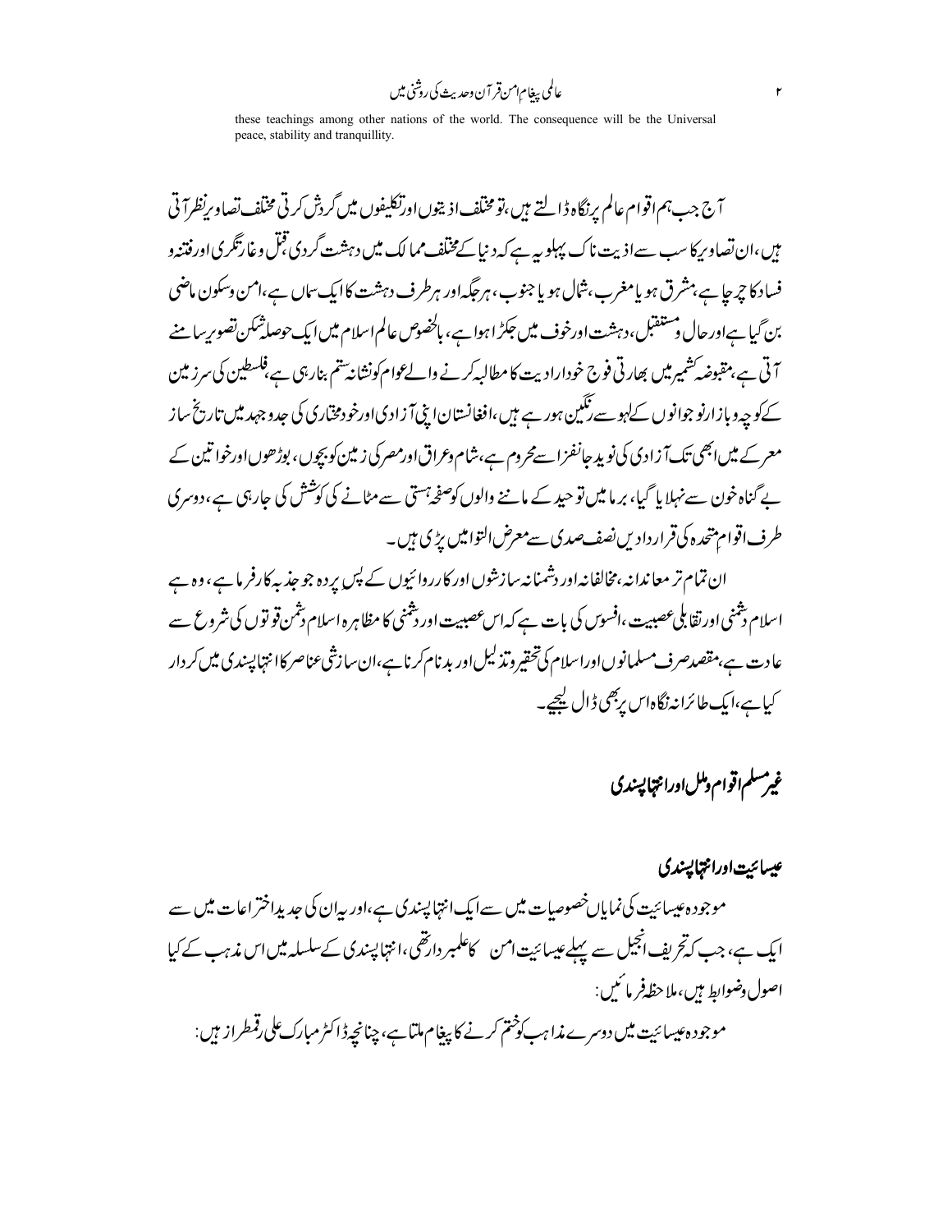these teachings among other nations of the world. The consequence will be the Universal peace, stability and tranquillity.

آج جب ہم اقوام عالم پر نگاہ ڈالتے ہیں، تو مختلف اذیتوں اور تکلیفوں میں گردش کرتی مختلف تصاویر نظر آتی ہیں، ان تصاویر کا سب سے اذیت ناک پہلو یہ ہے کہ دنیا کے مختلف ممالک میں دہشت گردی، قتل وغارتگری اور فتنہ و فساد کا چرچا ہے، مشرق ہو یا مغرب، شمال ہو یا جنوب، ہر جگہ اور ہر طرف دہشت کا ایک سماں ہے، امن وسکون ماضی بن گیا ہے اور حال و مستقبل، دہشت اور خوف میں جکڑا ہوا ہے، بالخصوص عالم اسلام میں ایک حوصلہ شکن تصویر سامنے آتی ہے، مقبوضہ کشمیر میں بھارتی فوج خودارادیت کا مطالبہ کرنے والے عوام کو نشانہ ستم بنارہی ہے، فلسطین کی سرزمین کے کوچہ وبازار نوجوانوں کے لہو سے رنگین ہورہے ہیں، افغانستان اپنی آزادی اور خودمختاری کی جدوجہد میں تاریخ ساز معرکے میں ابھی تک آزادی کی نوید جانفزا سے محروم ہے، شام وعراق اور مصر کی زمین کو بچوں، بوڑھوں اور خواتین کے بے گناہ خون سے نہلایا گیا، برما میں توحید کے ماننے والوں کو صفحہ ہستی سے مٹانے کی کوشش کی جارہی ہے، دوسری طرف اقوام متحدہ کی قراردادیں نصف صدی سے معرض التوا میں پڑی ہیں۔

ان تمام تر معاندانہ، مخالفانہ اور دشمنانہ سازشوں اور کارروائیوں کے پس پردہ جو جذبہ کارفرما ہے، وہ ہے اسلام دشمنی اور تقابلی عصبیت، افسوس کی بات ہے کہ اس عصبیت اور دشمنی کا مظاہرہ اسلام دشمن قوتوں کی شروع سے عادت ہے، مقصد صرف مسلمانوں اور اسلام کی تحقیر وتذلیل اور بدنام کرنا ہے، ان سازشی عناصر کا انتہاپسندی میں کردار کیا ہے، ایک طائرانہ نگاہ اس پر بھی ڈال لیجیے۔

## غیر مسلم اقوام وملل اور انتہاپسندی

### عیسائیت اور انتہاپسندی

موجودہ عیسائیت کی نمایاں خصوصیات میں سے ایک انتہاپسندی ہے، اور یہ ان کی جدید اختراعات میں سے ایک ہے، جب کہ تحریف انجیل سے پہلے عیسائیت امن کا علمبردار تھی، انتہاپسندی کے سلسلہ میں اس مذہب کے کیا اصول وضوابط ہیں، ملاحظہ فرمائیں:

موجودہ عیسائیت میں دوسرے مذاہب کو ختم کرنے کا پیغام ملتا ہے، چنانچہ ڈاکٹر مبارک علی رقمطراز ہیں: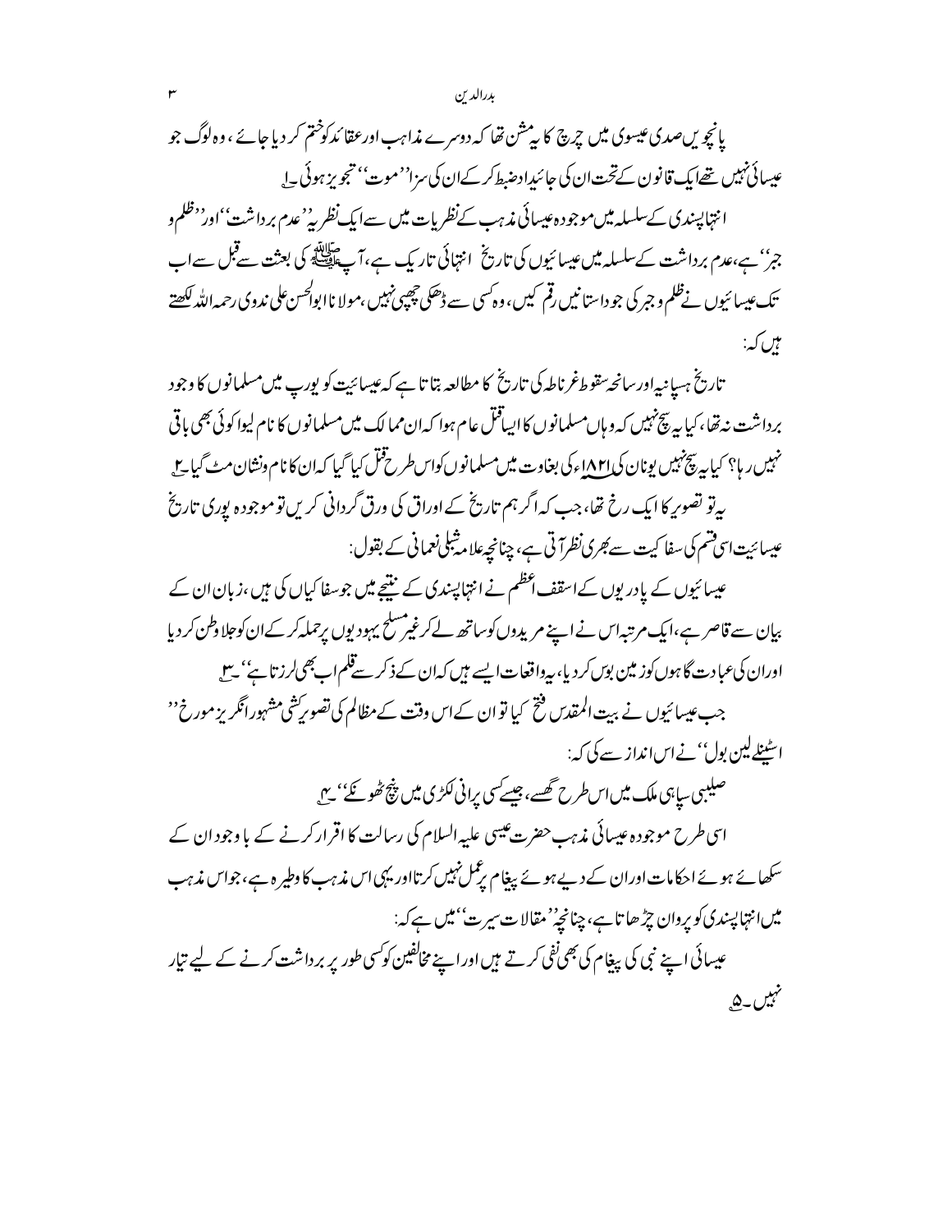پانچویں صدی عیسوی میں چرچ کا یہ مشن تھا کہ دوسرے مذاہب اور عقائد کو ختم کر دیا جائے، وہ لوگ جو عیسائی نہیں تھے ایک قانون کے تحت ان کی جائیداد ضبط کر کے ان کی سزا ''موت'' تجویز ہوئی۔[1]

انتہاپسندی کے سلسلہ میں موجودہ عیسائی مذہب کے نظریات میں سے ایک نظریہ ''عدم برداشت'' اور ''ظلم و جبر'' ہے، عدم برداشت کے سلسلہ میں عیسائیوں کی تاریخ انتہائی تاریک ہے، آپ ﷺ کی بعثت سے قبل سے اب تک عیسائیوں نے ظلم و جبر کی جو داستانیں رقم کیں، وہ کسی سے ڈھکی چھپی نہیں، مولانا ابوالحسن علی ندوی رحمہ اللہ لکھتے ہیں کہ:

تاریخ ہسپانیہ اور سانحہ سقوط غرناطہ کی تاریخ کا مطالعہ بتاتا ہے کہ عیسائیت کو یورپ میں مسلمانوں کا وجود برداشت نہ تھا، کیا یہ سچ نہیں کہ وہاں مسلمانوں کا ایسا قتل عام ہوا کہ ان ممالک میں مسلمانوں کا نام لیوا کوئی بھی باقی نہیں رہا؟ کیا یہ سچ نہیں یونان کی ۱۸۲۱ء کی بغاوت میں مسلمانوں کو اس طرح قتل کیا گیا کہ ان کا نام و نشان مٹ گیا۔[2]

یہ تو تصویر کا ایک رخ تھا، جب کہ اگر ہم تاریخ کے اوراق کی ورق گردانی کریں تو موجودہ پوری تاریخ عیسائیت اسی قسم کی سفاکیت سے بھری نظر آتی ہے، چنانچہ علامہ شبلی نعمانی کے بقول:

عیسائیوں کے پادریوں کے اسقف اعظم نے انتہاپسندی کے نتیجے میں جو سفاکیاں کی ہیں، زبان ان کے بیان سے قاصر ہے، ایک مرتبہ اس نے اپنے مریدوں کو ساتھ لے کر غیر مسلح یہودیوں پر حملہ کر کے ان کو جلاوطن کر دیا اور ان کی عبادت گاہوں کو زمین بوس کر دیا، یہ واقعات ایسے ہیں کہ ان کے ذکر سے قلم اب بھی لرزتا ہے''۔[3]

جب عیسائیوں نے بیت المقدس فتح کیا تو ان کے اس وقت کے مظالم کی تصویر کشی مشہور انگریز مورخ ''اسٹینلے لین پول'' نے اس انداز سے کی کہ:

صلیبی سپاہی ملک میں اس طرح گھسے، جیسے کسی پرانی لکڑی میں پنچ ٹھونکے''۔[4]

اسی طرح موجودہ عیسائی مذہب حضرت عیسیٰ علیہ السلام کی رسالت کا اقرار کرنے کے باوجود ان کے سکھائے ہوئے احکامات اور ان کے دیے ہوئے پیغام پر عمل نہیں کرتا اور یہی اس مذہب کا وطیرہ ہے، جو اس مذہب میں انتہاپسندی کو پروان چڑھاتا ہے، چنانچہ ''مقالات سیرت'' میں ہے کہ:

عیسائی اپنے نبی کی پیغام کی بھی نفی کرتے ہیں اور اپنے مخالفین کو کسی طور پر برداشت کرنے کے لیے تیار نہیں۔[5]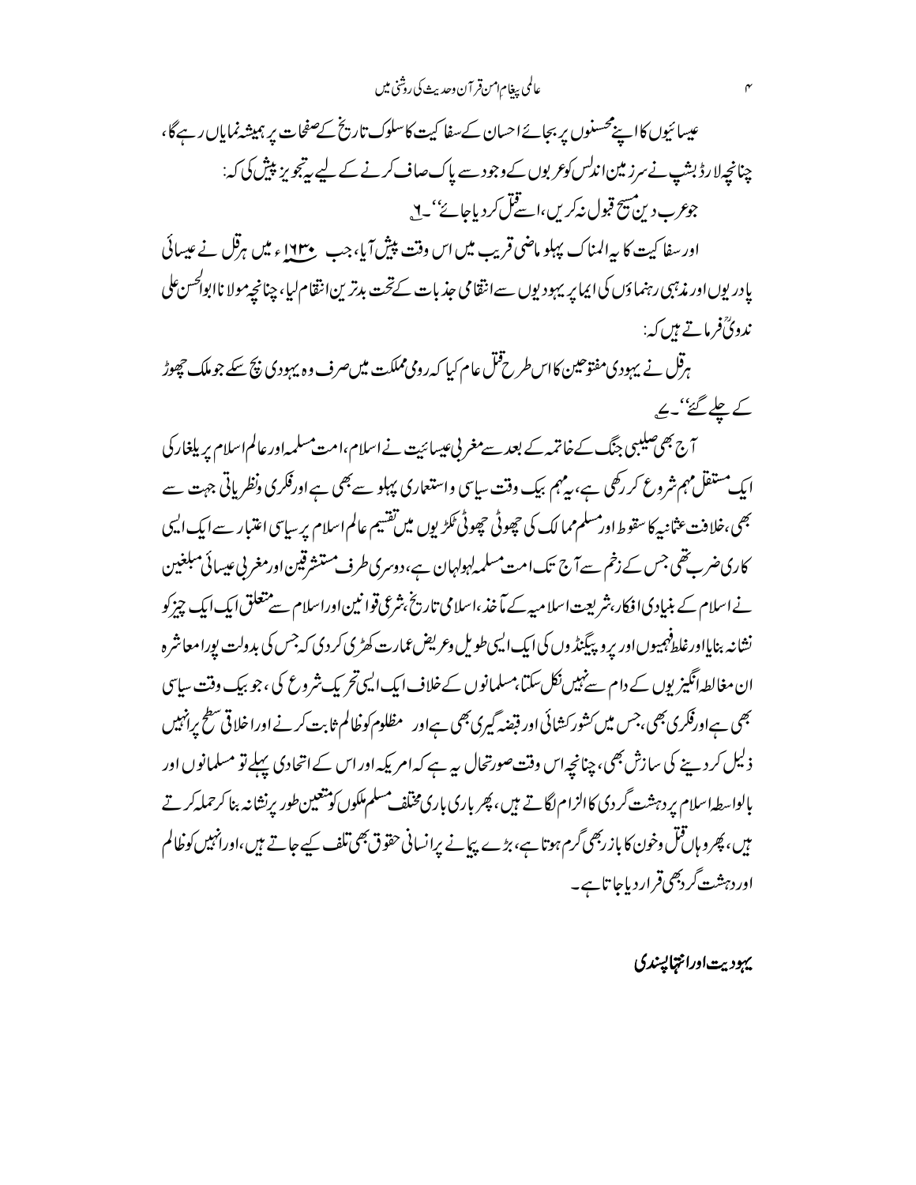عیسائیوں کا اپنے محسنوں پر بجائے احسان کے سفاکیت کا سلوک تاریخ کے صفحات پر ہمیشہ نمایاں رہے گا، چنانچہ لارڈ بشپ نے سرزمین اندلس کو عربوں کے وجود سے پاک صاف کرنے کے لیے یہ تجویز پیش کی کہ:

جو عرب دین مسیح قبول نہ کریں، اسے قتل کر دیا جائے''۔[6]

اور سفاکیت کا یہ المناک پہلو ماضی قریب میں اس وقت پیش آیا، جب ۱۶۳۰ء میں ہرقل نے عیسائی پادریوں اور مذہبی رہنماؤں کی ایما پر یہودیوں سے انتقامی جذبات کے تحت بدترین انتقام لیا، چنانچہ مولانا ابوالحسن علی ندویؒ فرماتے ہیں کہ:

ہرقل نے یہودی مفتوحین کا اس طرح قتل عام کیا کہ رومی مملکت میں صرف وہ یہودی بچ سکے جو ملک چھوڑ کے چلے گئے''۔[7]

آج بھی صلیبی جنگ کے خاتمہ کے بعد سے مغربی عیسائیت نے اسلام، امت مسلمہ اور عالم اسلام پر یلغار کی ایک مستقل مہم شروع کر رکھی ہے، یہ مہم بیک وقت سیاسی و استعماری پہلو سے بھی ہے اور فکری ونظریاتی جہت سے بھی، خلافت عثمانیہ کا سقوط اور مسلم ممالک کی چھوٹی چھوٹی ٹکڑیوں میں تقسیم عالم اسلام پر سیاسی اعتبار سے ایک ایسی کاری ضرب تھی جس کے زخم سے آج تک امت مسلمہ لہولہان ہے، دوسری طرف مستشرقین اور مغربی عیسائی مبلغین نے اسلام کے بنیادی افکار، شریعت اسلامیہ کے مآخذ، اسلامی تاریخ، شرعی قوانین اور اسلام سے متعلق ایک ایک چیز کو نشانہ بنایا اور غلط فہمیوں اور پروپیگنڈوں کی ایک ایسی طویل وعریض عمارت کھڑی کر دی کہ جس کی بدولت پورا معاشرہ ان مغالطہ انگیزیوں کے دام سے نہیں نکل سکتا، مسلمانوں کے خلاف ایک ایسی تحریک شروع کی، جو بیک وقت سیاسی بھی ہے اور فکری بھی، جس میں کشورکشائی اور قبضہ گیری بھی ہے اور مظلوم کو ظالم ثابت کرنے اور اخلاقی سطح پر انہیں ذلیل کر دینے کی سازش بھی، چنانچہ اس وقت صورتحال یہ ہے کہ امریکہ اور اس کے اتحادی پہلے تو مسلمانوں اور بالواسطہ اسلام پر دہشت گردی کا الزام لگاتے ہیں، پھر باری باری مختلف مسلم ملکوں کو متعین طور پر نشانہ بنا کر حملہ کرتے ہیں، پھر وہاں قتل وخون کا بازار بھی گرم ہوتا ہے، بڑے پیمانے پر انسانی حقوق بھی تلف کیے جاتے ہیں، اور انہیں کو ظالم اور دہشت گرد بھی قرار دیا جاتا ہے۔

## یہودیت اور انتہا پسندی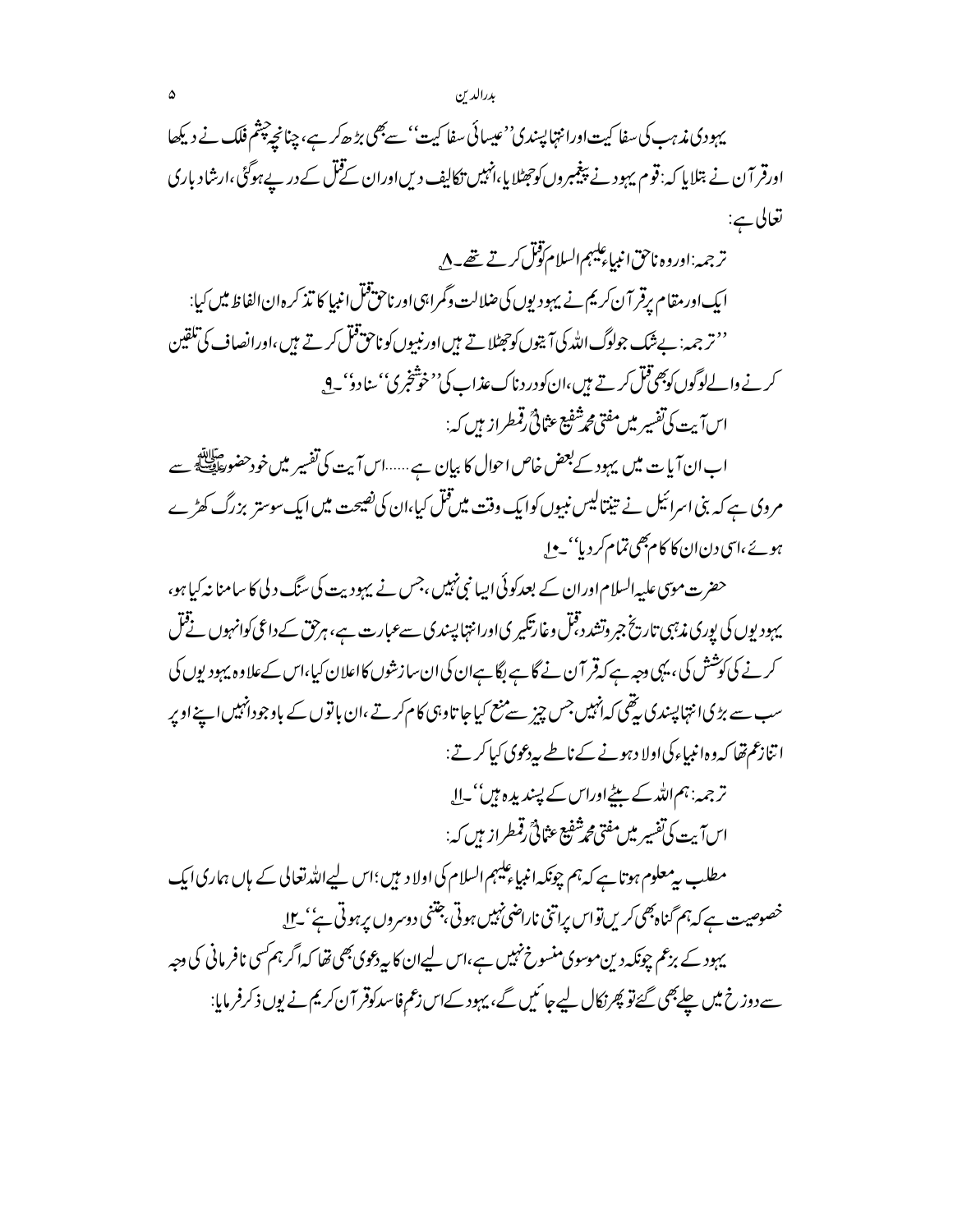یہودی مذہب کی سفاکیت اور انتہا پسندی ''عیسائی سفاکیت'' سے بھی بڑھ کر ہے، چنانچہ چشم فلک نے دیکھا اور قرآن نے بتلایا کہ: قوم یہود نے پیغمبروں کو جھٹلایا، انہیں تکالیف دیں اور ان کے قتل کے در پے ہوگئی، ارشاد باری تعالی ہے:

ترجمہ: اور وہ ناحق انبیاء علیہم السلام کو قتل کرتے تھے۔[8]

ایک اور مقام پر قرآن کریم نے یہودیوں کی ضلالت وگمراہی اور ناحق قتل انبیا کا تذکرہ ان الفاظ میں کیا:

''ترجمہ: بے شک جو لوگ اللہ کی آیتوں کو جھٹلاتے ہیں اور نبیوں کو ناحق قتل کرتے ہیں، اور انصاف کی تلقین کرنے والے لوگوں کو بھی قتل کرتے ہیں، ان کو دردناک عذاب کی ''خوشخبری'' سنادو''۔[9]

اس آیت کی تفسیر میں مفتی محمد شفیع عثمانیؒ رقمطراز ہیں کہ:

اب ان آیات میں یہود کے بعض خاص احوال کا بیان ہے ......اس آیت کی تفسیر میں خود حضور ﷺ سے مروی ہے کہ بنی اسرائیل نے تینتالیس نبیوں کو ایک وقت میں قتل کیا، ان کی نصیحت میں ایک سو ستر بزرگ کھڑے ہوئے، اسی دن ان کا کام بھی تمام کر دیا''۔[10]

حضرت موسی علیہ السلام اور ان کے بعد کوئی ایسا نبی نہیں، جس نے یہودیت کی سنگ دلی کا سامنا نہ کیا ہو، یہودیوں کی پوری مذہبی تاریخ جبر وتشدد، قتل وغارتگیری اور انتہا پسندی سے عبارت ہے، ہر حق کے داعی کو انہوں نے قتل کرنے کی کوشش کی، یہی وجہ ہے کہ قرآن نے گاہے بگاہے ان کی ان سازشوں کا اعلان کیا، اس کے علاوہ یہودیوں کی سب سے بڑی انتہا پسندی یہ تھی کہ انہیں جس چیز سے منع کیا جاتا وہی کام کرتے، ان باتوں کے باوجود انہیں اپنے اوپر اتنا زعم تھا کہ وہ انبیاء کی اولاد ہونے کے ناطے یہ دعوی کیا کرتے:

ترجمہ: ہم اللہ کے بیٹے اور اس کے پسندیدہ ہیں''۔[11]

اس آیت کی تفسیر میں مفتی محمد شفیع عثمانیؒ رقمطراز ہیں کہ:

مطلب یہ معلوم ہوتا ہے کہ ہم چونکہ انبیاء علیہم السلام کی اولاد ہیں؛ اس لیے اللہ تعالی کے ہاں ہماری ایک خصوصیت ہے کہ ہم گناہ بھی کریں تو اس پر اتنی ناراضی نہیں ہوتی، جتنی دوسروں پر ہوتی ہے''۔[12]

یہود کے بزعم چونکہ دین موسوی منسوخ نہیں ہے، اس لیے ان کا یہ دعوی بھی تھا کہ اگر ہم کسی نافرمانی کی وجہ سے دوزخ میں چلے بھی گئے تو پھر نکال لیے جائیں گے، یہود کے اس زعم فاسد کو قرآن کریم نے یوں ذکر فرمایا: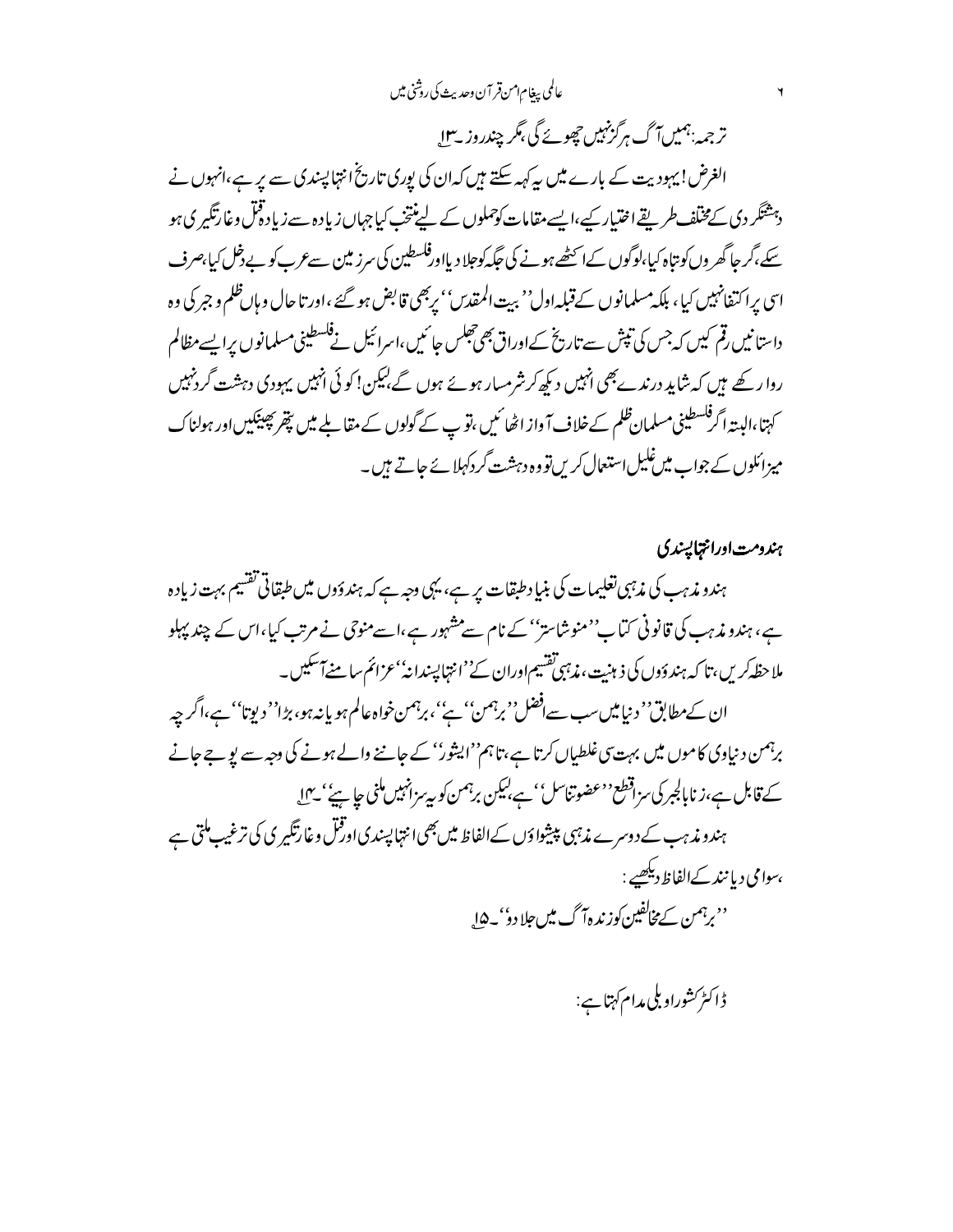ترجمہ: ہمیں آگ ہرگز نہیں چھوئے گی، مگر چند روز۔[13]

الغرض! یہودیت کے بارے میں یہ کہہ سکتے ہیں کہ ان کی پوری تاریخ انتہا پسندی سے پر ہے، انہوں نے دہشتگردی کے مختلف طریقے اختیار کیے، ایسے مقامات کو حملوں کے لیے منتخب کیا جہاں زیادہ سے زیادہ قتل وغارتگیری ہو سکے، گرجا گھروں کو تباہ کیا، لوگوں کے اکٹھے ہونے کی جگہ کو جلا دیا اور فلسطین کی سرزمین سے عرب کو بے دخل کیا، صرف اسی پر اکتفا نہیں کیا، بلکہ مسلمانوں کے قبلہ اول ''بیت المقدس'' پر بھی قابض ہو گئے، اور تا حال وہاں ظلم و جبر کی وہ داستانیں رقم کیں کہ جس کی تپش سے تاریخ کے اوراق بھی جھلس جائیں، اسرائیل نے فلسطینی مسلمانوں پر ایسے مظالم روا رکھے ہیں کہ شاید درندے بھی انہیں دیکھ کر شرمسار ہوئے ہوں گے، لیکن! کوئی انہیں یہودی دہشت گرد نہیں کہتا، البتہ اگر فلسطینی مسلمان ظلم کے خلاف آواز اٹھائیں، توپ کے گولوں کے مقابلے میں پتھر پھینکیں اور ہولناک میزائلوں کے جواب میں غلیل استعمال کریں تو وہ دہشت گرد کہلائے جاتے ہیں۔

## ہندومت اور انتہا پسندی

ہندو مذہب کی مذہبی تعلیمات کی بنیاد طبقات پر ہے، یہی وجہ ہے کہ ہندوؤں میں طبقاتی تقسیم بہت زیادہ ہے، ہندو مذہب کی قانونی کتاب ''منوشاستر'' کے نام سے مشہور ہے، اسے منوجی نے مرتب کیا، اس کے چند پہلو ملاحظہ کریں، تاکہ ہندوؤں کی ذہنیت، مذہبی تقسیم اور ان کے ''انتہا پسندانہ'' عزائم سامنے آسکیں۔

ان کے مطابق ''دنیا میں سب سے افضل ''برہمن'' ہے''، برہمن خواہ عالم ہو یا نہ ہو، بڑا ''دیوتا'' ہے، اگرچہ برہمن دنیاوی کاموں میں بہت سی غلطیاں کرتا ہے، تاہم ''ایشور'' کے جاننے والے ہونے کی وجہ سے پوجے جانے کے قابل ہے، زنا بالجبر کی سزا قطع ''عضو تناسل'' ہے، لیکن برہمن کو یہ سزا نہیں ملنی چاہیے''۔[14]

ہندو مذہب کے دوسرے مذہبی پیشواؤں کے الفاظ میں بھی انتہا پسندی اور قتل وغارتگیری کی ترغیب ملتی ہے، سوامی دیانند کے الفاظ دیکھیے:

''برہمن کے مخالفین کو زندہ آگ میں جلا دو''۔[15]

ڈاکٹر کشوراو بلی مدام کہتا ہے: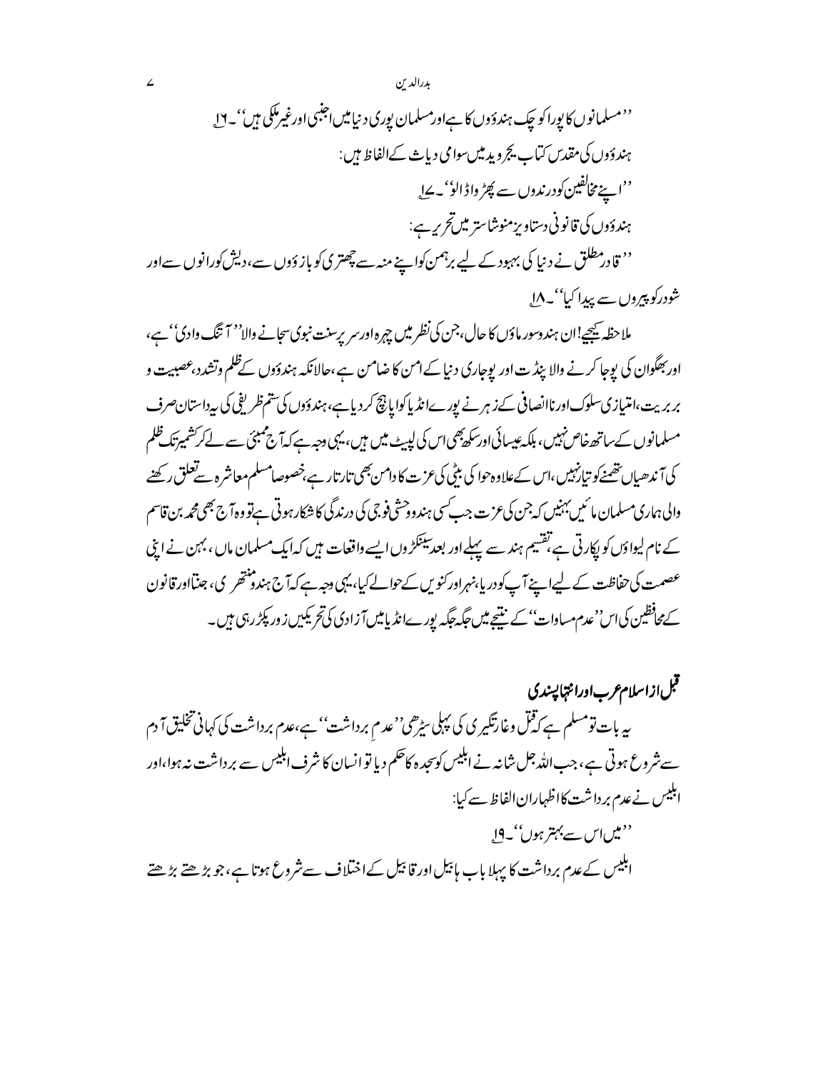''مسلمانوں کا پورا کو چک ہندوؤں کا ہے اور مسلمان پوری دنیا میں اجنبی اور غیر ملکی ہیں''۔[16]

ہندوؤں کی مقدس کتاب یجر وید میں سوامی دیاش کے الفاظ ہیں:

''اپنے مخالفین کو درندوں سے پھڑ واڈالو''۔[17]

ہندوؤں کی قانونی دستاویز منوشاستر میں تحریر ہے:

''قادر مطلق نے دنیا کی بہبود کے لیے برہمن کو اپنے منہ سے چھتری کو بازوؤں سے، دیش کو رانوں سے اور شودر کو پیروں سے پیدا کیا''۔[18]

ملاحظہ کیجیے! ان ہندو سورماؤں کا حال، جن کی نظر میں چہرہ اور سر پر سنت نبوی سجانے والا ''آتنگ وادی'' ہے، اور بھگوان کی پوجا کرنے والا پنڈت اور پوجاری دنیا کے امن کا ضامن ہے، حالانکہ ہندوؤں کے ظلم و تشدد، عصبیت و بربریت، امتیازی سلوک اور ناانصافی کے زہر نے پورے انڈیا کو اپاہج کر دیا ہے، ہندوؤں کی ستم ظریفی کی یہ داستان صرف مسلمانوں کے ساتھ خاص نہیں، بلکہ عیسائی اور سکھ بھی اس کی لپیٹ میں ہیں، یہی وجہ ہے کہ آج ممبئی سے لے کر کشمیر تک ظلم کی آندھیاں تھمنے کو تیار نہیں، اس کے علاوہ حوا کی بیٹی کی عزت کا دامن بھی تار تار ہے، خصوصاً مسلم معاشرہ سے تعلق رکھنے والی ہماری مسلمان مائیں بہنیں کہ جن کی عزت جب کسی ہندو وحشی فوجی کی درندگی کا شکار ہوتی ہے تو وہ آج بھی محمد بن قاسم کے نام لیواؤں کو پکارتی ہے، تقسیم ہند سے پہلے اور بعد سینکڑوں ایسے واقعات ہیں کہ ایک مسلمان ماں، بہن نے اپنی عصمت کی حفاظت کے لیے اپنے آپ کو دریا، نہر اور کنویں کے حوالے کیا، یہی وجہ ہے کہ آج ہندو منتھری، جنتا اور قانون کے محافظین کی اس ''عدم مساوات'' کے نتیجے میں جگہ جگہ پورے انڈیا میں آزادی کی تحریکیں زور پکڑ رہی ہیں۔

## قبل از اسلام عرب اور انتہا پسندی

یہ بات تو مسلم ہے کہ قتل و غارتگیری کی پہلی سیڑھی ''عدمِ برداشت'' ہے، عدم برداشت کی کہانی تخلیق آدم سے شروع ہوتی ہے، جب اللہ جل شانہ نے ابلیس کو سجدہ کا حکم دیا تو انسان کا شرف ابلیس سے برداشت نہ ہوا، اور ابلیس نے عدم برداشت کا اظہار ان الفاظ سے کیا:

''میں اس سے بہتر ہوں''۔[19]

ابلیس کے عدم برداشت کا پہلا باب ہابیل اور قابیل کے اختلاف سے شروع ہوتا ہے، جو بڑھتے بڑھتے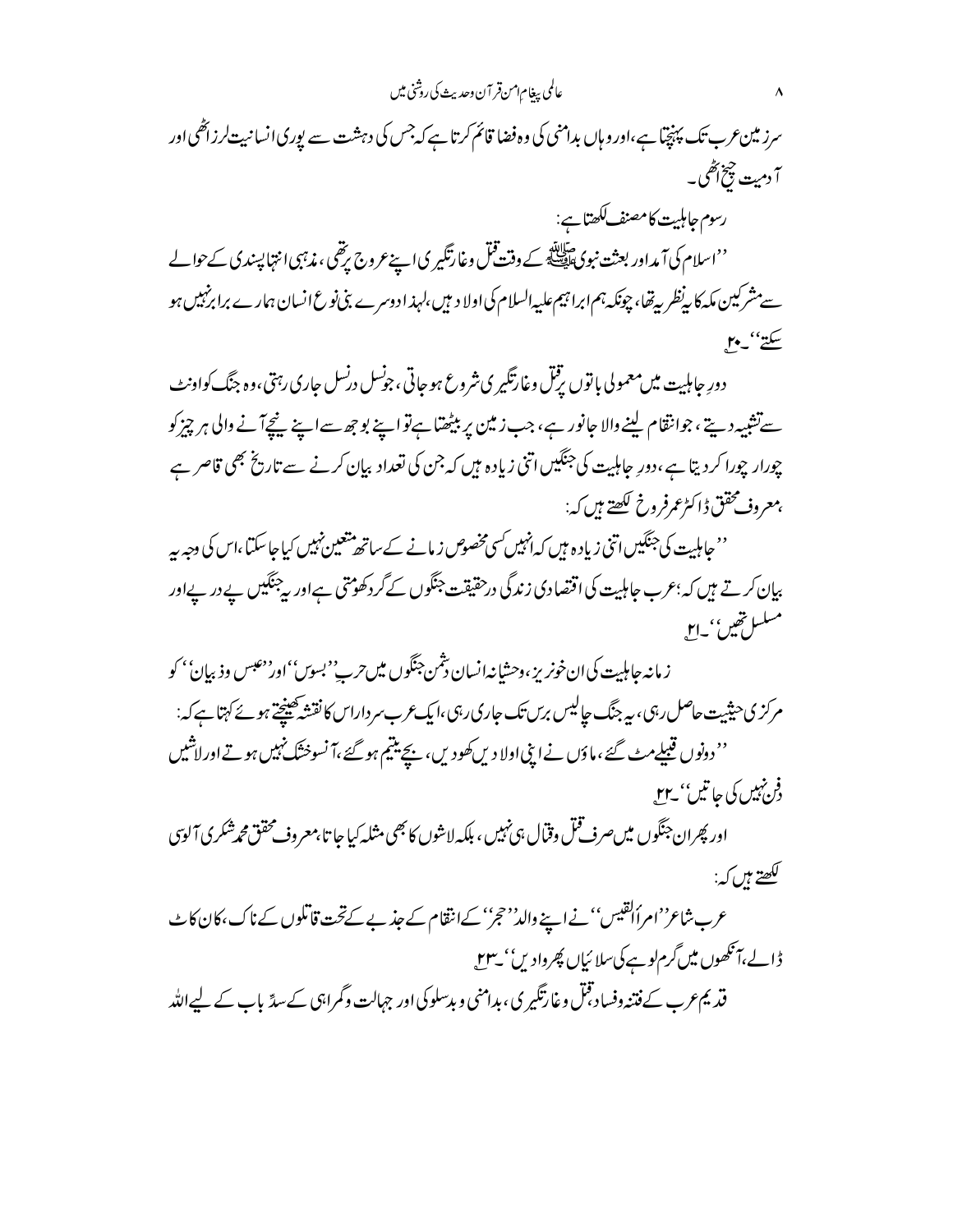سرزمین عرب تک پہنچتا ہے، اور وہاں بدامنی کی وہ فضا قائم کرتا ہے کہ جس کی دہشت سے پوری انسانیت لرز اٹھی اور آدمیت چیخ اٹھی۔

رسوم جاہلیت کا مصنف لکھتا ہے:

''اسلام کی آمد اور بعثت نبوی ﷺ کے وقت قتل وغارتگیری اپنے عروج پر تھی، مذہبی انتہا پسندی کے حوالے سے مشرکین مکہ کا یہ نظریہ تھا، چونکہ ہم ابراہیم علیہ السلام کی اولاد ہیں، لہذا دوسرے بنی نوع انسان ہمارے برابر نہیں ہو سکتے''۔[۲۰]

دورِ جاہلیت میں معمولی باتوں پر قتل وغارتگیری شروع ہو جاتی، جو نسل در نسل جاری رہتی، وہ جنگ کو اونٹ سے تشبیہ دیتے، جو انتقام لینے والا جانور ہے، جب زمین پر بیٹھتا ہے تو اپنے بوجھ سے اپنے نیچے آنے والی ہر چیز کو چورا چورا کر دیتا ہے، دورِ جاہلیت کی جنگیں اتنی زیادہ ہیں کہ جن کی تعداد بیان کرنے سے تاریخ بھی قاصر ہے، معروف محقق ڈاکٹر عمر فروخ لکھتے ہیں کہ:

''جاہلیت کی جنگیں اتنی زیادہ ہیں کہ انہیں کسی مخصوص زمانے کے ساتھ متعین نہیں کیا جا سکتا، اس کی وجہ یہ بیان کرتے ہیں کہ؛ عرب جاہلیت کی اقتصادی زندگی درحقیقت جنگوں کے گرد گھومتی ہے اور یہ جنگیں پے در پے اور مسلسل تھیں''۔[۲۱]

زمانہ جاہلیت کی ان خونریز، وحشیانہ انسان دشمن جنگوں میں حربِ ''بسوس'' اور ''عبس وذبیان'' کو مرکزی حیثیت حاصل رہی، یہ جنگ چالیس برس تک جاری رہی، ایک عرب سردار اس کا نقشہ کھینچتے ہوئے کہتا ہے کہ:

''دونوں قبیلے مٹ گئے، ماؤں نے اپنی اولادیں کھو دیں، بچے یتیم ہو گئے، آنسو خشک نہیں ہوتے اور لاشیں دفن نہیں کی جاتیں''۔[۲۲]

اور پھر ان جنگوں میں صرف قتل وقتال ہی نہیں، بلکہ لاشوں کا بھی مثلہ کیا جاتا، معروف محقق محمد شکری آلوسی لکھتے ہیں کہ:

عرب شاعر ''امرأالقیس'' نے اپنے والد ''حجر'' کے انتقام کے جذبے کے تحت قاتلوں کے ناک، کان کاٹ ڈالے، آنکھوں میں گرم لوہے کی سلائیاں پھروا دیں''۔[۲۳]

قدیم عرب کے فتنہ وفساد، قتل وغارتگیری، بدامنی وبدسلوکی اور جہالت وگمراہی کے سدِّ باب کے لیے اللہ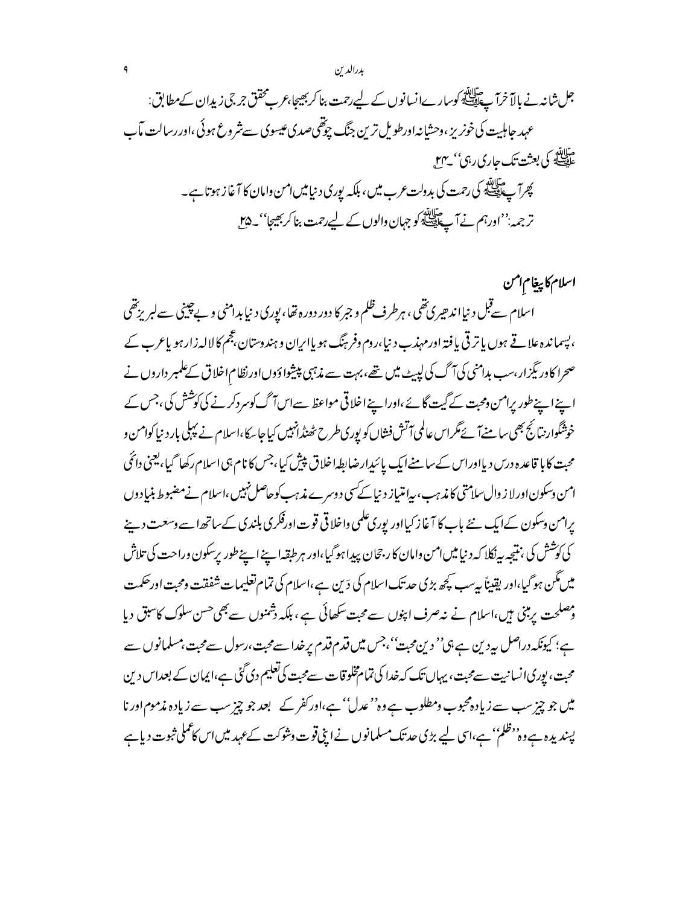جل شانہ نے بالآخر آپ ﷺ کو سارے انسانوں کے لیے رحمت بنا کر بھیجا، عرب محقق جر جی زیدان کے مطابق:

عہد جاہلیت کی خونریز، وحشیانہ اور طویل ترین جنگ چوتھی صدی عیسوی سے شروع ہوئی، اور رسالت مآب ﷺ کی بعثت تک جاری رہی''۔[24]

پھر آپ ﷺ کی رحمت کی بدولت عرب میں، بلکہ پوری دنیا میں امن وامان کا آغاز ہوتا ہے۔

ترجمہ: ''اور ہم نے آپ ﷺ کو جہان والوں کے لیے رحمت بنا کر بھیجا''۔[25]

## اسلام کا پیغامِ امن

اسلام سے قبل دنیا اندھیری تھی، ہر طرف ظلم و جبر کا دور دورہ تھا، پوری دنیا بدامنی و بے چینی سے لبریز تھی، پسماندہ علاقے ہوں یا ترقی یافتہ اور مہذب دنیا، روم وفرہنگ ہو یا ایران و ہندوستان، عجم کا لالہ زار ہو یا عرب کے صحرا کا وریگزار، سب بدامنی کی آگ کی لپیٹ میں تھے، بہت سے مذہبی پیشواؤں اور نظامِ اخلاق کے علمبرداروں نے اپنے اپنے طور پر امن ومحبت کے گیت گائے، اور اپنے اخلاقی مواعظ سے اس آگ کو سرد کرنے کی کوشش کی، جس کے خوشگوار نتائج بھی سامنے آئے مگر اس عالمی آتش فشاں کو پوری طرح ٹھنڈا نہیں کیا جاسکا، اسلام نے پہلی بار دنیا کو امن و محبت کا باقاعدہ درس دیا اور اس کے سامنے ایک پائیدار ضابطہ اخلاق پیش کیا، جس کا نام ہی اسلام رکھا گیا، یعنی دائمی امن وسکون اور لازوال سلامتی کا مذہب، یہ امتیاز دنیا کے کسی دوسرے مذہب کو حاصل نہیں، اسلام نے مضبوط بنیادوں پر امن وسکون کے ایک نئے باب کا آغاز کیا اور پوری علمی واخلاقی قوت اور فکری بلندی کے ساتھ اسے وسعت دینے کی کوشش کی، نتیجہ یہ نکلا کہ دنیا میں امن وامان کا رجحان پیدا ہو گیا، اور ہر طبقہ اپنے اپنے طور پر سکون وراحت کی تلاش میں مگن ہو گیا، اور یقیناً یہ سب کچھ بڑی حد تک اسلام کی دَین ہے، اسلام کی تمام تعلیمات شفقت ومحبت اور حکمت ومصلحت پر مبنی ہیں، اسلام نے نہ صرف اپنوں سے محبت سکھائی ہے، بلکہ دشمنوں سے بھی حسن سلوک کا سبق دیا ہے؛ کیونکہ دراصل یہ دین ہے ہی ''دینِ محبت''، جس میں قدم قدم پر خدا سے محبت، رسول سے محبت، مسلمانوں سے محبت، پوری انسانیت سے محبت، یہاں تک کہ خدا کی تمام مخلوقات سے محبت کی تعلیم دی گئی ہے، ایمان کے بعد اس دین میں جو چیز سب سے زیادہ محبوب ومطلوب ہے وہ ''عدل'' ہے، اور کفر کے بعد جو چیز سب سے زیادہ مذموم اور ناپسندیدہ ہے وہ ''ظلم'' ہے، اسی لیے بڑی حد تک مسلمانوں نے اپنی قوت وشوکت کے عہد میں اس کا عملی ثبوت دیا ہے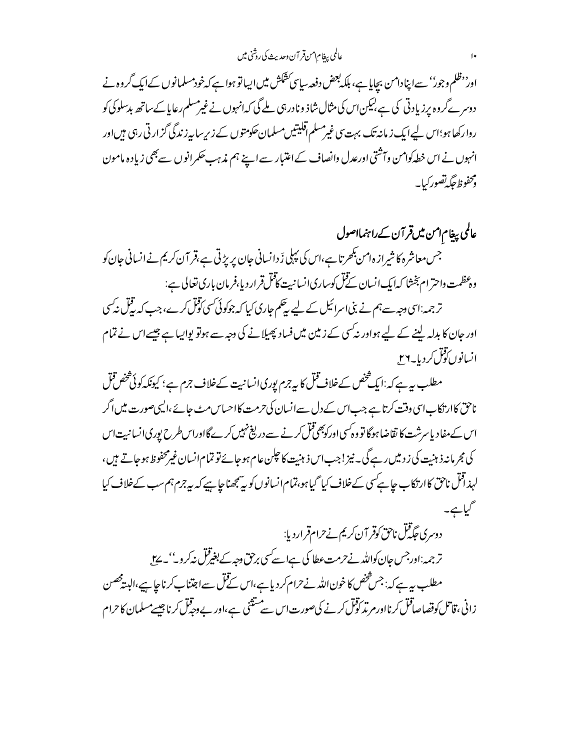اور ''ظلم وجور'' سے اپنا دامن بچایا ہے، بلکہ بعض دفعہ سیاسی کشمکش میں ایسا تو ہوا ہے کہ خود مسلمانوں کے ایک گروہ نے دوسرے گروہ پر زیادتی کی ہے، لیکن اس کی مثال شاذ و نادر ہی ملے گی کہ انہوں نے غیر مسلم رعایا کے ساتھ بدسلوکی کو روا رکھا ہو؛ اس لیے ایک زمانہ تک بہت سی غیر مسلم اقلیتیں مسلمان حکومتوں کے زیر سایہ زندگی گزارتی رہی ہیں اور انہوں نے اس خطہ کو امن وآشتی اور عدل وانصاف کے اعتبار سے اپنے ہم مذہب حکمرانوں سے بھی زیادہ مامون ومحفوظ جگہ تصور کیا۔

## عالمی پیغامِ امن میں قرآن کے راہنما اصول

جس معاشرہ کا شیرازہ امن بکھرتا ہے، اس کی پہلی زَد انسانی جان پر پڑتی ہے، قرآن کریم نے انسانی جان کو وہ عظمت واحترام بخشا کہ ایک انسان کے قتل کو ساری انسانیت کا قتل قرار دیا، فرمان باری تعالی ہے:

ترجمہ: اسی وجہ سے، ہم نے بنی اسرائیل کے لیے یہ حکم جاری کیا کہ جو کوئی کسی کو قتل کرے، جب کہ یہ قتل نہ کسی اور جان کا بدلہ لینے کے لیے ہو اور نہ کسی کے زمین میں فساد پھیلانے کی وجہ سے ہو تو یوں ایسا ہے جیسے اس نے تمام انسانوں کو قتل کردیا۔[۲۶]

مطلب یہ ہے کہ: ایک شخص کے خلاف قتل کا یہ جرم پوری انسانیت کے خلاف جرم ہے؛ کیونکہ کوئی شخص قتل ناحق کا ارتکاب اسی وقت کرتا ہے جب اس کے دل سے انسان کی حرمت کا احساس مٹ جائے، ایسی صورت میں اگر اس کے مفاد یا سرشت کا تقاضا ہوگا تو وہ کسی اور کو بھی قتل کرنے سے دریغ نہیں کرے گا اور اس طرح پوری انسانیت اس کی مجرمانہ ذہنیت کی زد میں رہے گی۔ نیز! جب اس ذہنیت کا چلن عام ہوجائے تو تمام انسان غیر محفوظ ہوجاتے ہیں، لہذا قتل ناحق کا ارتکاب چاہے کسی کے خلاف کیا گیا ہو، تمام انسانوں کو یہ سمجھنا چاہیے کہ یہ جرم ہم سب کے خلاف کیا گیا ہے۔

دوسری جگہ قتل ناحق کو قرآن کریم نے حرام قرار دیا:

ترجمہ: اور جس جان کو اللہ نے حرمت عطا کی ہے اسے کسی برحق وجہ کے بغیر قتل نہ کرو''۔[۲۷]

مطلب یہ ہے کہ: جس شخص کا خون اللہ نے حرام کردیا ہے، اس کے قتل سے اجتناب کرنا چاہیے، البتہ محصن زانی، قاتل کو قصاصاً قتل کرنا اور مرتد کو قتل کرنے کی صورت اس سے مستثنی ہے، اور بے وجہ قتل کرنا جیسے مسلمان کا حرام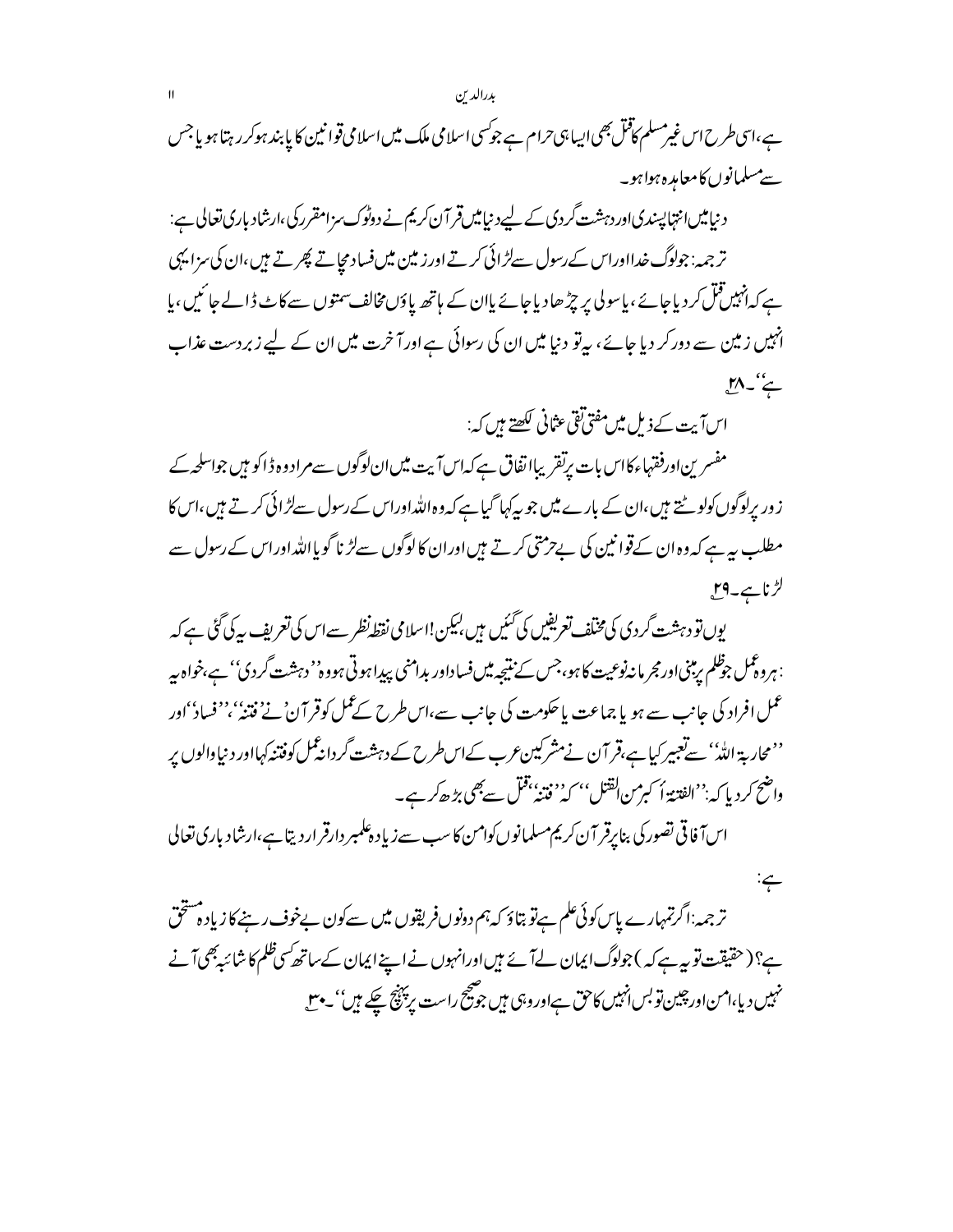ہے، اسی طرح اس غیر مسلم کا قتل بھی ایسا ہی حرام ہے جو کسی اسلامی ملک میں اسلامی قوانین کا پابند ہو کر رہتا ہو یا جس سے مسلمانوں کا معاہدہ ہوا ہو۔

دنیا میں انتہا پسندی اور دہشت گردی کے لیے دنیا میں قرآن کریم نے دوٹوک سزا مقرر کی، ارشاد باری تعالیٰ ہے:

ترجمہ: جو لوگ خدا اور اس کے رسول سے لڑائی کرتے اور زمین میں فساد مچاتے پھرتے ہیں، ان کی سزا یہی ہے کہ انہیں قتل کر دیا جائے، یا سولی پر چڑھا دیا جائے یا ان کے ہاتھ پاؤں مخالف سمتوں سے کاٹ ڈالے جائیں، یا انہیں زمین سے دور کر دیا جائے، یہ تو دنیا میں ان کی رسوائی ہے اور آخرت میں ان کے لیے زبردست عذاب ہے''۔[28]

اس آیت کے ذیل میں مفتی تقی عثمانی لکھتے ہیں کہ:

مفسرین اور فقہاء کا اس بات پر تقریباً اتفاق ہے کہ اس آیت میں ان لوگوں سے مراد وہ ڈاکو ہیں جو اسلحہ کے زور پر لوگوں کو لوٹتے ہیں، ان کے بارے میں جو یہ کہا گیا ہے کہ وہ اللہ اور اس کے رسول سے لڑائی کرتے ہیں، اس کا مطلب یہ ہے کہ وہ ان کے قوانین کی بے حرمتی کرتے ہیں اور ان کا لوگوں سے لڑنا گویا اللہ اور اس کے رسول سے لڑنا ہے۔[29]

یوں تو دہشت گردی کی مختلف تعریفیں کی گئیں ہیں، لیکن اسلامی نقطہ نظر سے اس کی تعریف یہ کی گئی ہے کہ: ہر وہ عمل جو ظلم پر مبنی اور مجرمانہ نوعیت کا ہو، جس کے نتیجہ میں فساد اور بدامنی پیدا ہوتی ہو وہ ''دہشت گردی'' ہے، خواہ یہ عمل افراد کی جانب سے ہو یا جماعت یا حکومت کی جانب سے، اس طرح کے عمل کو قرآن نے 'فتنہ'، ''فساد'' اور ''محاربۃ اللہ'' سے تعبیر کیا ہے، قرآن نے مشرکین عرب کے اس طرح کے دہشت گردانہ عمل کو فتنہ کہا اور دنیا والوں پر واضح کر دیا کہ: ''الفتنۃ أکبر من القتل''، کہ ''فتنہ'' قتل سے بھی بڑھ کر ہے۔

اس آفاقی تصور کی بنا پر قرآن کریم مسلمانوں کو امن کا سب سے زیادہ علمبردار قرار دیتا ہے، ارشاد باری تعالیٰ ہے:

ترجمہ: اگر تمہارے پاس کوئی علم ہے تو بتاؤ کہ ہم دونوں فریقوں میں سے کون بے خوف رہنے کا زیادہ مستحق ہے؟ (حقیقت تو یہ ہے کہ) جو لوگ ایمان لے آئے ہیں اور انہوں نے اپنے ایمان کے ساتھ کسی ظلم کا شائبہ بھی آنے نہیں دیا، امن اور چین تو بس انہیں کا حق ہے اور وہی ہیں جو صحیح راستے پر پہنچ چکے ہیں''۔[30]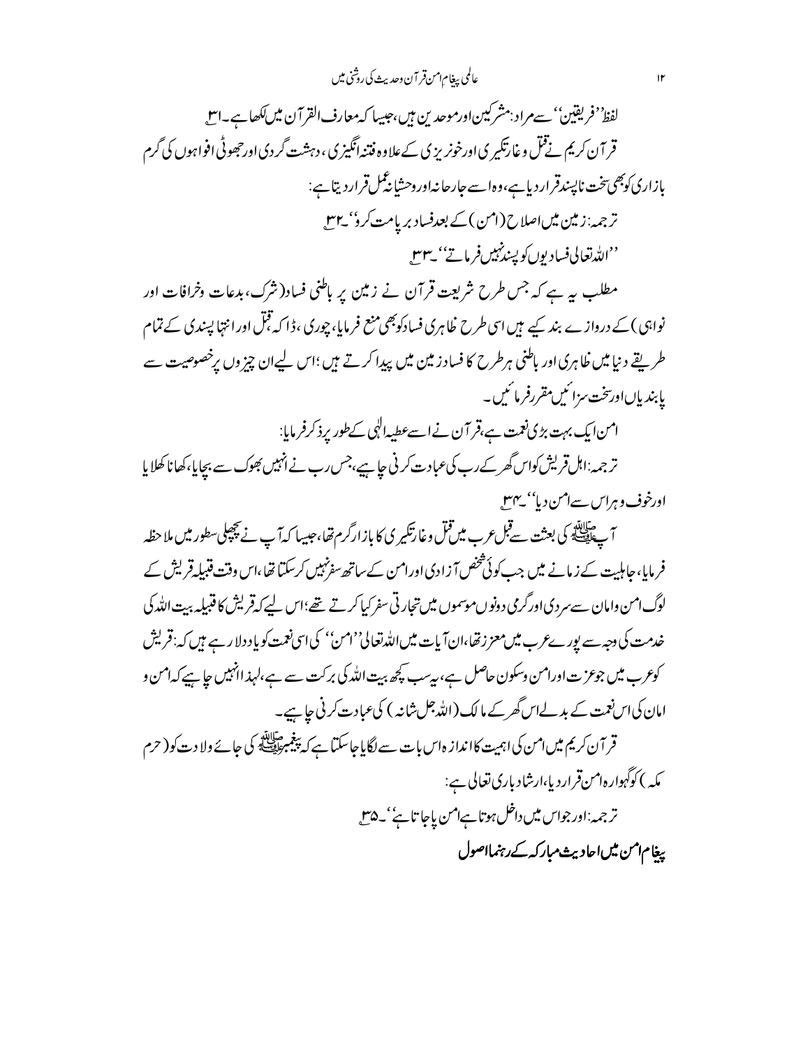لفظ ''فریقین'' سے مراد: مشرکین اور موحدین ہیں، جیسا کہ معارف القرآن میں لکھا ہے۔[۳۱]

قرآن کریم نے قتل و غارتگیری اور خونریزی کے علاوہ فتنہ انگیزی، دہشت گردی اور جھوٹی افواہوں کی گرم بازاری کو بھی سخت ناپسند قرار دیا ہے، وہ اسے جارحانہ اور وحشیانہ عمل قرار دیتا ہے:

ترجمہ: زمین میں اصلاح (امن) کے بعد فساد برپا مت کرو''۔[۳۲]

''اللہ تعالی فسادیوں کو پسند نہیں فرماتے''۔[۳۳]

مطلب یہ ہے کہ جس طرح شریعت قرآن نے زمین پر باطنی فساد (شرک، بدعات وخرافات اور نواہی) کے دروازے بند کیے ہیں اسی طرح ظاہری فساد کو بھی منع فرمایا، چوری، ڈاکہ قتل اور انتہا پسندی کے تمام طریقے دنیا میں ظاہری اور باطنی ہر طرح کا فساد زمین میں پیدا کرتے ہیں؛ اس لیے ان چیزوں پر خصوصیت سے پابندیاں اور سخت سزائیں مقرر فرمائیں۔

امن ایک بہت بڑی نعمت ہے، قرآن نے اسے عطیہ الٰہی کے طور پر ذکر فرمایا:

ترجمہ: اہل قریش کو اس گھر کے رب کی عبادت کرنی چاہیے، جس رب نے انہیں بھوک سے بچایا، کھانا کھلایا اور خوف وہراس سے امن دیا''۔[۳۴]

آپ ﷺ کی بعثت سے قبل عرب میں قتل و غارتگیری کا بازار گرم تھا، جیسا کہ آپ نے پچھلی سطور میں ملاحظہ فرمایا، جاہلیت کے زمانے میں جب کوئی شخص آزادی اور امن کے ساتھ سفر نہیں کر سکتا تھا، اس وقت قبیلہ قریش کے لوگ امن وامان سے سردی اور گرمی دونوں موسموں میں تجارتی سفر کیا کرتے تھے؛ اس لیے کہ قریش کا قبیلہ بیت اللہ کی خدمت کی وجہ سے پورے عرب میں معزز تھا، ان آیات میں اللہ تعالی ''امن'' کی اسی نعمت کو یاد دلا رہے ہیں کہ: قریش کو عرب میں جو عزت اور امن وسکون حاصل ہے، یہ سب کچھ بیت اللہ کی برکت سے ہے، لہذا انہیں چاہیے کہ امن و امان کی اس نعمت کے بدلے اس گھر کے مالک (اللہ جل شانہ) کی عبادت کرنی چاہیے۔

قرآن کریم میں امن کی اہمیت کا اندازہ اس بات سے لگایا جا سکتا ہے کہ پیغمبر ﷺ کی جائے ولادت کو (حرم مکہ) کو گہوارہ امن قرار دیا، ارشاد باری تعالی ہے:

ترجمہ: اور جو اس میں داخل ہوتا ہے امن پا جاتا ہے''۔[۳۵]

**پیغام امن میں احادیث مبارکہ کے رہنما اصول**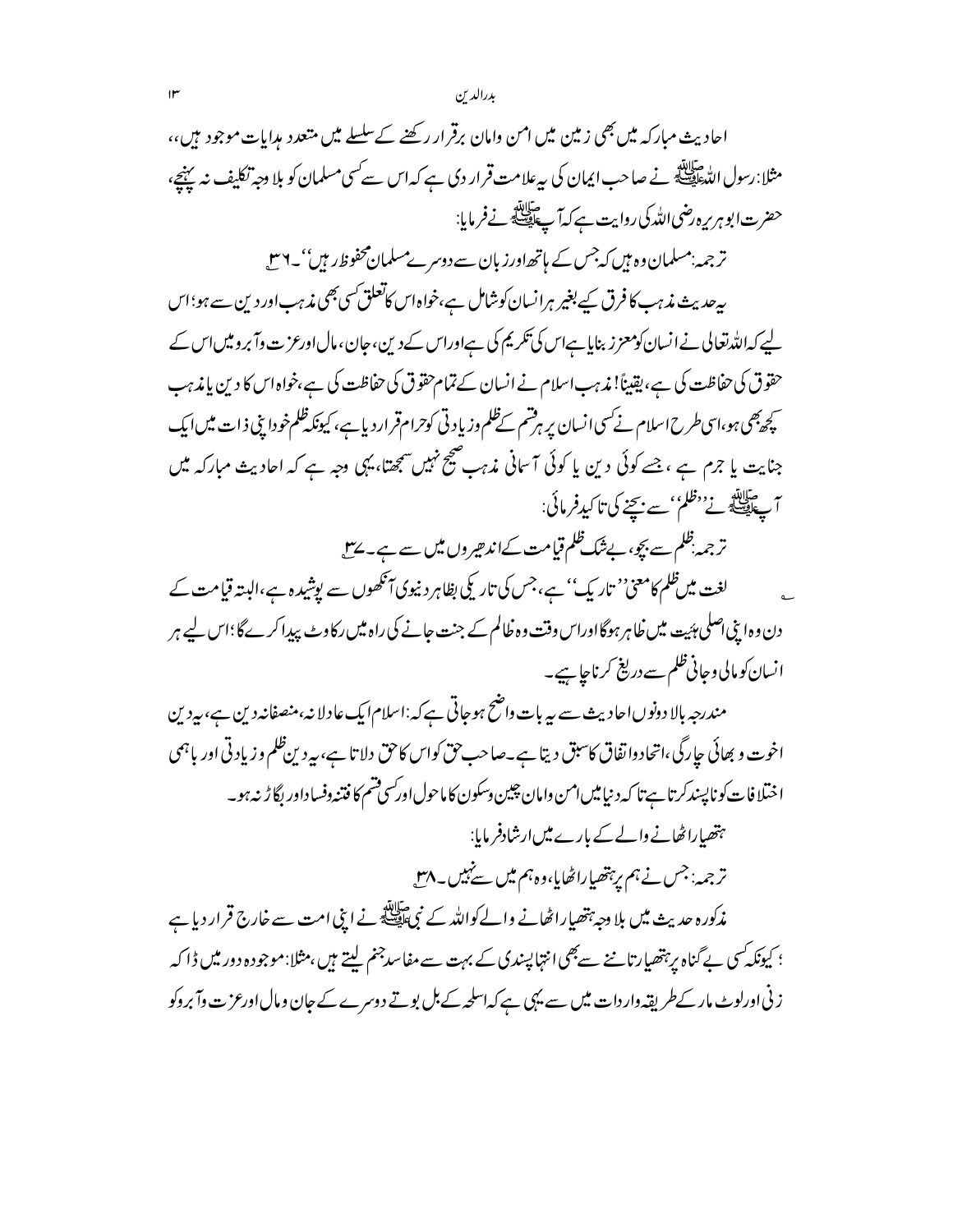احادیث مبارکہ میں بھی زمین میں امن وامان برقرار رکھنے کے سلسلے میں متعدد ہدایات موجود ہیں،، مثلا: رسول اللہ ﷺ نے صاحب ایمان کی یہ علامت قرار دی ہے کہ اس سے کسی مسلمان کو بلا وجہ تکلیف نہ پہنچے، حضرت ابو ہریرہ رضی اللہ کی روایت ہے کہ آپ ﷺ نے فرمایا:

ترجمہ: مسلمان وہ ہیں کہ جس کے ہاتھ اور زبان سے دوسرے مسلمان محفوظ رہیں''۔[۳۶]

یہ حدیث مذہب کا فرق کیے بغیر ہر انسان کو شامل ہے، خواہ اس کا تعلق کسی بھی مذہب اور دین سے ہو؛ اس لیے کہ اللہ تعالی نے انسان کو معزز بنایا ہے اس کی تکریم کی ہے اور اس کے دین، جان، مال اور عزت وآبرو میں اس کے حقوق کی حفاظت کی ہے، یقیناً! مذہب اسلام نے انسان کے تمام حقوق کی حفاظت کی ہے، خواہ اس کا دین یا مذہب کچھ بھی ہو، اسی طرح اسلام نے کسی انسان پر ہر قسم کے ظلم و زیادتی کو حرام قرار دیا ہے، کیونکہ ظلم خود اپنی ذات میں ایک جنایت یا جرم ہے، جسے کوئی دین یا کوئی آسمانی مذہب صحیح نہیں سمجھتا، یہی وجہ ہے کہ احادیث مبارکہ میں آپ ﷺ نے ''ظلم'' سے بچنے کی تاکید فرمائی:

ترجمہ: ظلم سے بچو، بے شک ظلم قیامت کے اندھیروں میں سے ہے۔[۳۷]

لغت میں ظلم کا معنیٰ ''تاریک'' ہے، جس کی تاریکی بظاہر دنیوی آنکھوں سے پوشیدہ ہے، البتہ قیامت کے دن وہ اپنی اصلی ہیئت میں ظاہر ہوگا اور اس وقت وہ ظالم کے جنت جانے کی راہ میں رکاوٹ پیدا کرے گا؛ اس لیے ہر انسان کو مالی وجانی ظلم سے دریغ کرنا چاہیے۔

مندرجہ بالا دونوں احادیث سے یہ بات واضح ہو جاتی ہے کہ: اسلام ایک عادلانہ، منصفانہ دین ہے، یہ دین اخوت و بھائی چارگی، اتحاد واتفاق کا سبق دیتا ہے۔ صاحب حق کو اس کا حق دلاتا ہے، یہ دین ظلم و زیادتی اور باہمی اختلافات کو ناپسند کرتا ہے تا کہ دنیا میں امن وامان چین وسکون کا ماحول اور کسی قسم کا فتنہ وفساد اور بگاڑ نہ ہو۔

ہتھیار اٹھانے والے کے بارے میں ارشاد فرمایا:

ترجمہ: جس نے ہم پر ہتھیار اٹھایا، وہ ہم میں سے نہیں۔[۳۸]

مذکورہ حدیث میں بلا وجہ ہتھیار اٹھانے والے کو اللہ کے نبی ﷺ نے اپنی امت سے خارج قرار دیا ہے؛ کیونکہ کسی بے گناہ پر ہتھیار تاننے سے بھی انتہا پسندی کے بہت سے مفاسد جنم لیتے ہیں، مثلا: موجودہ دور میں ڈاکہ زنی اور لوٹ مار کے طریقہ واردات میں سے یہی ہے کہ اسلحہ کے بل بوتے دوسرے کے جان ومال اور عزت وآبرو کو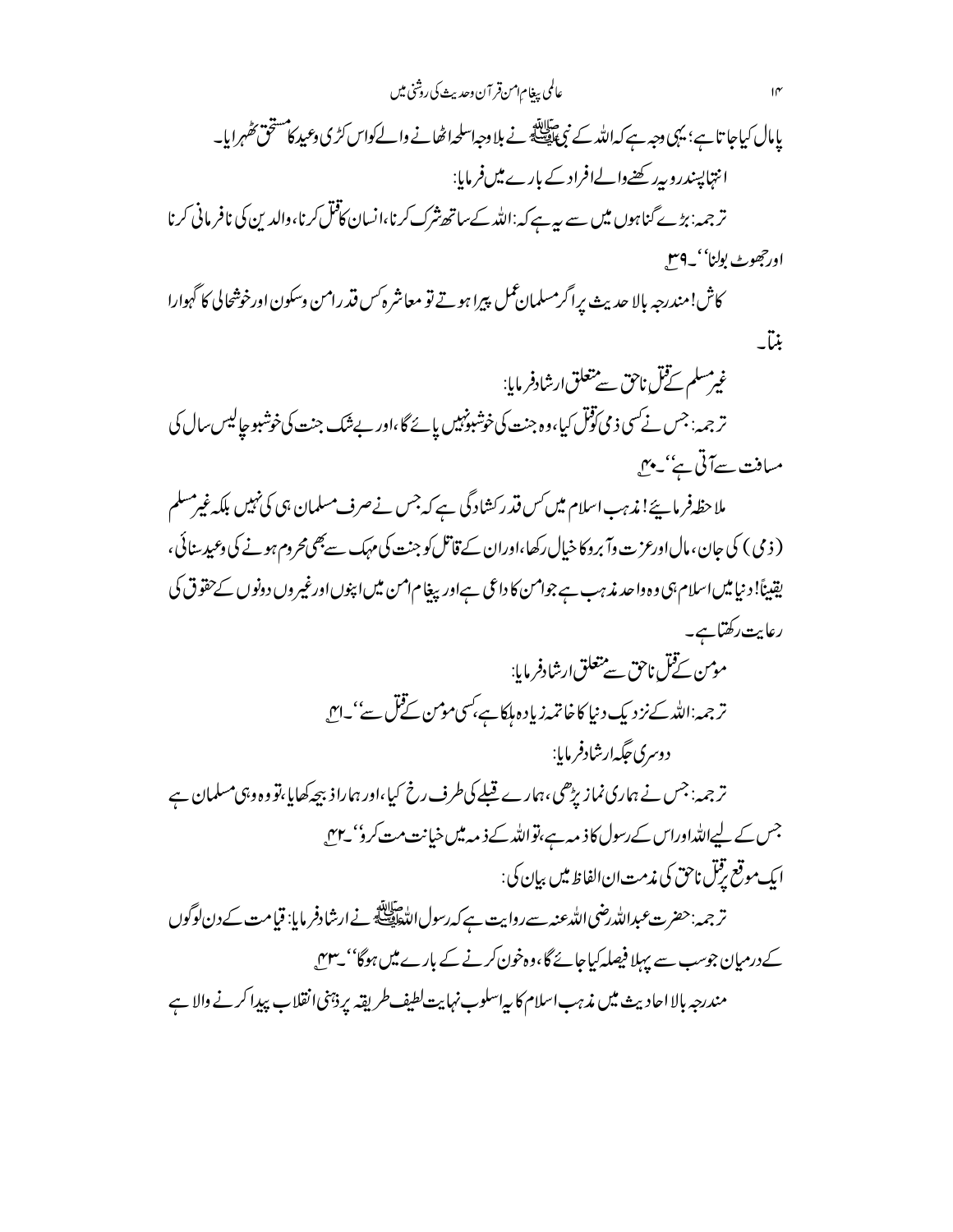پامال کیا جاتا ہے؛ یہی وجہ ہے کہ اللہ کے نبی ﷺ نے بلا وجہ اسلحہ اٹھانے والے کو اس کڑی وعید کا مستحق ٹھہرایا۔

انتہا پسند رویہ رکھنے والے افراد کے بارے میں فرمایا:

ترجمہ: بڑے گناہوں میں سے یہ ہے کہ: اللہ کے ساتھ شرک کرنا، انسان کا قتل کرنا، والدین کی نافرمانی کرنا اور جھوٹ بولنا''۔[39]

کاش! مندرجہ بالا حدیث پر اگر مسلمان عمل پیرا ہوتے تو معاشرہ کس قدر امن وسکون اور خوشحالی کا گہوارا بنتا۔

غیر مسلم کے قتل ناحق سے متعلق ارشاد فرمایا:

ترجمہ: جس نے کسی ذمی کو قتل کیا، وہ جنت کی خوشبو نہیں پائے گا، اور بے شک جنت کی خوشبو چالیس سال کی مسافت سے آتی ہے''۔[40]

ملاحظہ فرمائیے! مذہب اسلام میں کس قدر کشادگی ہے کہ جس نے صرف مسلمان ہی کی نہیں بلکہ غیر مسلم (ذمی) کی جان، مال اور عزت وآبرو کا خیال رکھا، اور ان کے قاتل کو جنت کی مہک سے بھی محروم ہونے کی وعید سنائی، یقیناً! دنیا میں اسلام ہی وہ واحد مذہب ہے جو امن کا داعی ہے اور پیغام امن میں اپنوں اور غیروں دونوں کے حقوق کی رعایت رکھتا ہے۔

مومن کے قتل ناحق سے متعلق ارشاد فرمایا:

ترجمہ: اللہ کے نزدیک دنیا کا خاتمہ زیادہ ہلکا ہے، کسی مومن کے قتل سے''۔[41]

دوسری جگہ ارشاد فرمایا:

ترجمہ: جس نے ہماری نماز پڑھی، ہمارے قبلے کی طرف رخ کیا، اور ہمارا ذبیحہ کھایا، تو وہ وہی مسلمان ہے جس کے لیے اللہ اور اس کے رسول کا ذمہ ہے، تو اللہ کے ذمہ میں خیانت مت کرو''۔[42]

ایک موقع پر قتل ناحق کی مذمت ان الفاظ میں بیان کی:

ترجمہ: حضرت عبداللہ رضی اللہ عنہ سے روایت ہے کہ رسول اللہ ﷺ نے ارشاد فرمایا: قیامت کے دن لوگوں کے درمیان جو سب سے پہلا فیصلہ کیا جائے گا، وہ خون کرنے کے بارے میں ہوگا''۔[43]

مندرجہ بالا احادیث میں مذہب اسلام کا یہ اسلوب نہایت لطیف طریقہ پر ذہنی انقلاب پیدا کرنے والا ہے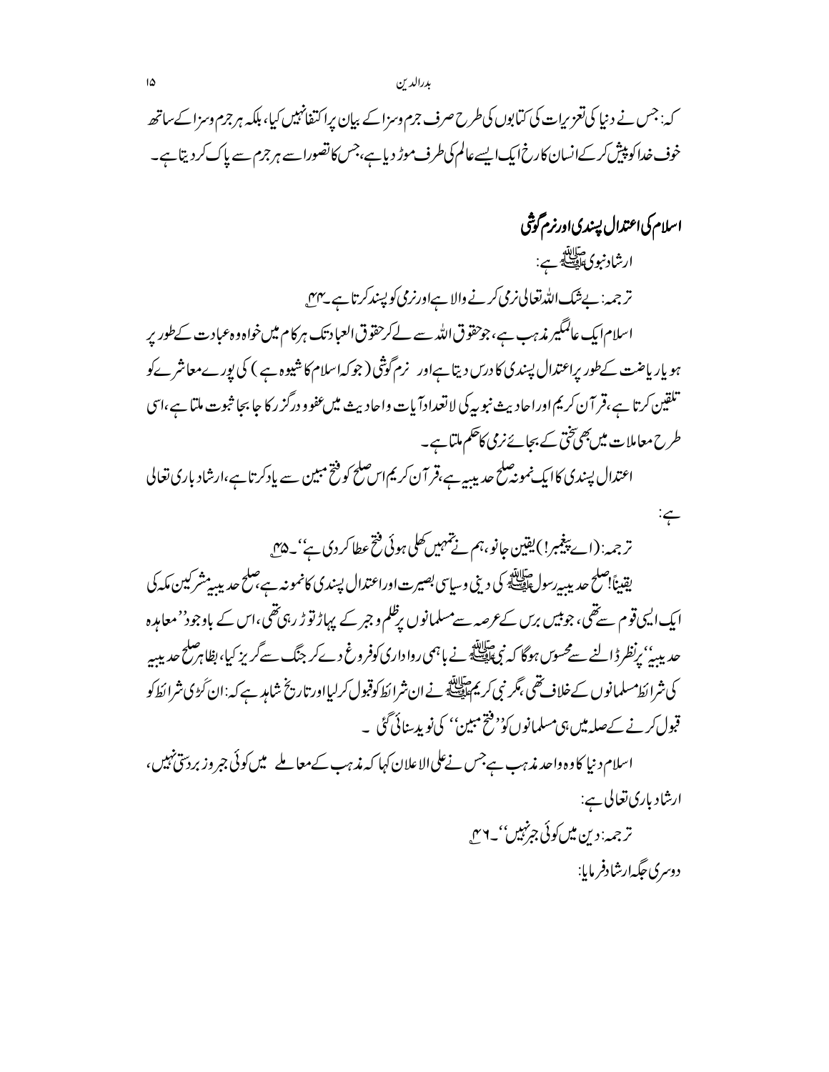کہ: جس نے دنیا کی تعزیرات کی کتابوں کی طرح صرف جرم وسزا کے بیان پر اکتفا نہیں کیا، بلکہ ہر جرم وسزا کے ساتھ خوف خدا کو پیش کر کے انسان کا رخ ایک ایسے عالم کی طرف موڑ دیا ہے، جس کا تصور اسے ہر جرم سے پاک کر دیتا ہے۔

## اسلام کی اعتدال پسندی اور نرم گوشی

ارشاد نبوی ﷺ ہے:

ترجمہ: بے شک اللہ تعالی نرمی کرنے والا ہے اور نرمی کو پسند کرتا ہے۔[۴۴]

اسلام ایک عالمگیر مذہب ہے، جو حقوق اللہ سے لے کر حقوق العباد تک ہر کام میں خواہ وہ عبادت کے طور پر ہو یا ریاضت کے طور پر اعتدال پسندی کا درس دیتا ہے اور نرم گوشی (جو کہ اسلام کا شیوہ ہے) کی پورے معاشرے کو تلقین کرتا ہے، قرآن کریم اور احادیث نبویہ کی لاتعداد آیات و احادیث میں عفو و درگزر کا جا بجا ثبوت ملتا ہے، اسی طرح معاملات میں بھی سختی کے بجائے نرمی کا حکم ملتا ہے۔

اعتدال پسندی کا ایک نمونہ صلح حدیبیہ ہے، قرآن کریم اس صلح کو فتح مبین سے یاد کرتا ہے، ارشاد باری تعالی ہے:

ترجمہ: (اے پیغمبر!) یقین جانو، ہم نے تمہیں کھلی ہوئی فتح عطا کر دی ہے''۔[۴۵]

یقیناً! صلح حدیبیہ رسول ﷺ کی دینی وسیاسی بصیرت اور اعتدال پسندی کا نمونہ ہے، صلح حدیبیہ مشرکین مکہ کی ایک ایسی قوم سے تھی، جو بیس برس کے عرصہ سے مسلمانوں پر ظلم و جبر کے پہاڑ توڑ رہی تھی، اس کے باوجود ''معاہدہ حدیبیہ'' پر نظر ڈالنے سے محسوس ہوگا کہ نبی ﷺ نے باہمی رواداری کو فروغ دے کر جنگ سے گریز کیا، بظاہر صلح حدیبیہ کی شرائط مسلمانوں کے خلاف تھی، مگر نبی کریم ﷺ نے ان شرائط کو قبول کر لیا اور تاریخ شاہد ہے کہ: ان کڑی شرائط کو قبول کرنے کے صلہ میں ہی مسلمانوں کو ''فتح مبین'' کی نوید سنائی گئی۔

اسلام دنیا کا وہ واحد مذہب ہے جس نے علی الاعلان کہا کہ مذہب کے معاملے میں کوئی جبر و زبردستی نہیں، ارشاد باری تعالی ہے:

ترجمہ: دین میں کوئی جبر نہیں''۔[۴۶]

دوسری جگہ ارشاد فرمایا: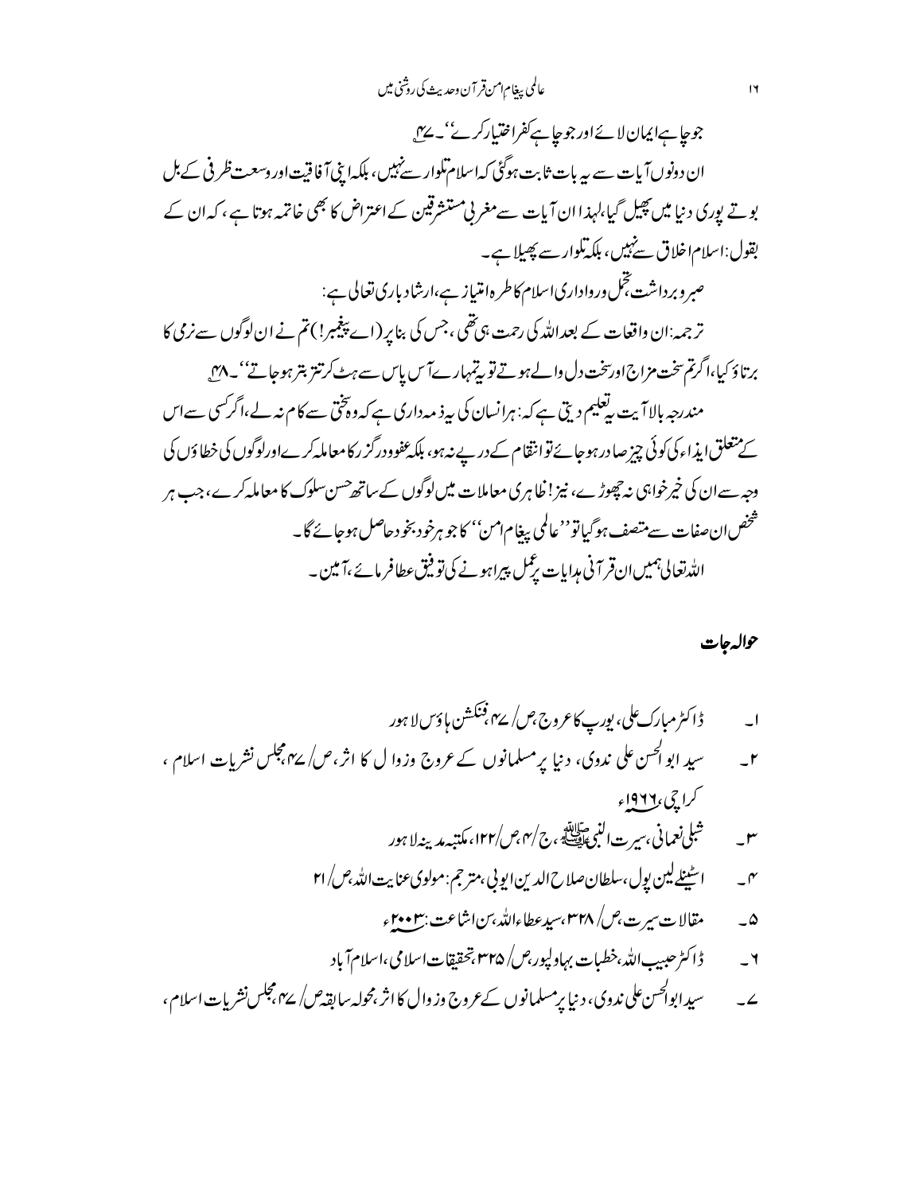جو چاہے ایمان لائے اور جو چاہے کفر اختیار کرے''۔[۴۷]

ان دونوں آیات سے یہ بات ثابت ہوگئی کہ اسلام تلوار سے نہیں، بلکہ اپنی آفاقیت اور وسعت ظرفی کے بل بوتے پوری دنیا میں پھیل گیا، لہٰذا ان آیات سے مغربی مستشرقین کے اعتراض کا بھی خاتمہ ہوتا ہے، کہ ان کے بقول: اسلام اخلاق سے نہیں، بلکہ تلوار سے پھیلا ہے۔

صبر و برداشت، تحمل و رواداری اسلام کا طرہ امتیاز ہے، ارشاد باری تعالیٰ ہے:

ترجمہ: ان واقعات کے بعد اللہ کی رحمت ہی تھی، جس کی بنا پر (اے پیغمبر!) تم نے ان لوگوں سے نرمی کا برتاؤ کیا، اگر تم سخت مزاج اور سخت دل والے ہوتے تو یہ تمہارے آس پاس سے ہٹ کر تتر بتر ہو جاتے''۔[۴۸]

مندرجہ بالا آیت یہ تعلیم دیتی ہے کہ: ہر انسان کی یہ ذمہ داری ہے کہ وہ سختی سے کام نہ لے، اگر کسی سے اس کے متعلق ایذاء کی کوئی چیز صادر ہو جائے تو انتقام کے درپے نہ ہو، بلکہ عفو و درگزر کا معاملہ کرے اور لوگوں کی خطاؤں کی وجہ سے ان کی خیر خواہی نہ چھوڑے، نیز! ظاہری معاملات میں لوگوں کے ساتھ حسن سلوک کا معاملہ کرے، جب ہر شخص ان صفات سے متصف ہو گیا تو ''عالمی پیغام امن'' کا جوہر خود بخود حاصل ہو جائے گا۔

اللہ تعالیٰ ہمیں ان قرآنی ہدایات پر عمل پیرا ہونے کی توفیق عطا فرمائے، آمین۔

## حوالہ جات

۱۔ ڈاکٹر مبارک علی، یورپ کا عروج، ص/ ۷۴، فکشن ہاؤس لاہور

۲۔ سید ابوالحسن علی ندوی، دنیا پر مسلمانوں کے عروج و زوال کا اثر، ص/ ۷۴، مجلس نشریات اسلام، کراچی، ۱۹۶۶ء

۳۔ شبلی نعمانی، سیرت النبی ﷺ، ج/ ۴، ص/ ۱۲۲، مکتبہ مدینہ لاہور

۴۔ اسٹینلے لین پول، سلطان صلاح الدین ایوبی، مترجم: مولوی عنایت اللہ، ص/ ۲۱

۵۔ مقالات سیرت، ص/ ۳۲۸، سید عطاء اللہ، سن اشاعت: ۲۰۰۳ء

۶۔ ڈاکٹر حبیب اللہ، خطبات بہاولپور، ص/ ۳۲۵، تحقیقات اسلامی، اسلام آباد

۷۔ سید ابوالحسن علی ندوی، دنیا پر مسلمانوں کے عروج و زوال کا اثر، محولہ سابقہ ص/ ۷۴، مجلس نشریات اسلام،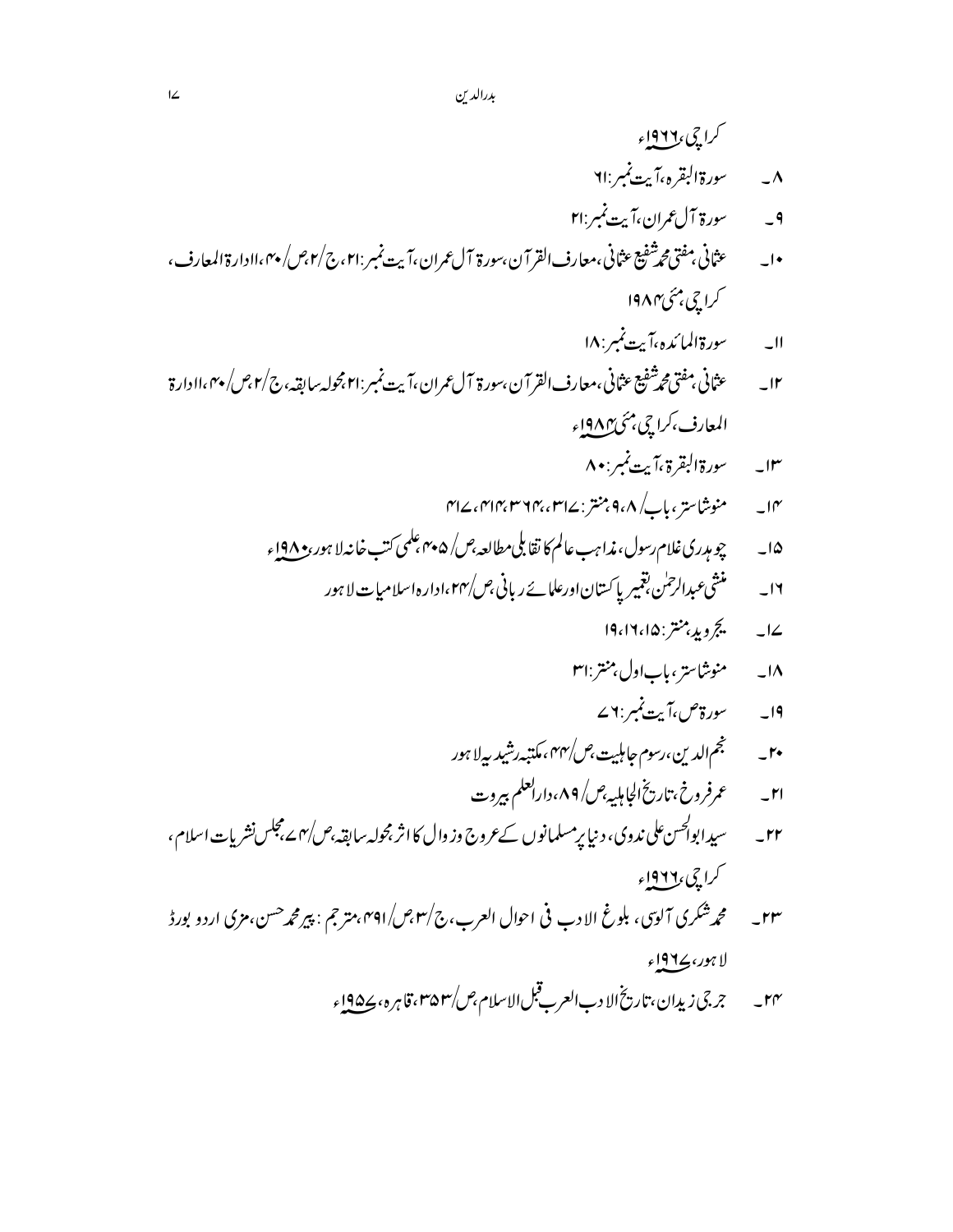کراچی، ۱۹۶۶ء

۸۔ سورۃ البقرہ، آیت نمبر: ۶۱

۹۔ سورۃ آل عمران، آیت نمبر: ۲۱

۱۰۔ عثمانی، مفتی محمد شفیع عثمانی، معارف القرآن، سورۃ آل عمران، آیت نمبر: ۲۱، ج/۲، ص/۴۰، ادارۃ المعارف، کراچی، مئی ۱۹۸۴

۱۱۔ سورۃ المائدہ، آیت نمبر: ۱۸

۱۲۔ عثمانی، مفتی محمد شفیع عثمانی، معارف القرآن، سورۃ آل عمران، آیت نمبر: ۲۱، محولہ سابقہ، ج/۲، ص/۴۰، ادارۃ المعارف، کراچی، مئی ۱۹۸۴ء

۱۳۔ سورۃ البقرۃ، آیت نمبر: ۸۰

۱۴۔ منوشاستر، باب/ ۸، ۹، منتر: ۳۱۷، ۳۶۴، ۴۱۴، ۴۱۷

۱۵۔ چوہدری غلام رسول، مذاہب عالم کا تقابلی مطالعہ، ص/ ۴۰۵، علمی کتب خانہ لاہور، ۱۹۸۰ء

۱۶۔ منشی عبدالرحمٰن، تعمیر پاکستان اور علمائے ربانی، ص/۲۴، ادارہ اسلامیات لاہور

۱۷۔ یجروید، منتر: ۱۵، ۱۶، ۱۹

۱۸۔ منوشاستر، باب اول، منتر: ۳۱

۱۹۔ سورۃ ص، آیت نمبر: ۷۶

۲۰۔ نجم الدین، رسوم جاہلیت، ص/۴۴، مکتبہ رشیدیہ لاہور

۲۱۔ عمر فروخ، تاریخ الجاہلیہ، ص/ ۸۹، دارالعلم بیروت

۲۲۔ سید ابوالحسن علی ندوی، دنیا پر مسلمانوں کے عروج و زوال کا اثر، محولہ سابقہ، ص/۴۷، مجلس نشریات اسلام، کراچی، ۱۹۶۶ء

۲۳۔ محمد شکری آلوسی، بلوغ الادب فی احوال العرب، ج/۳، ص/۴۹۱، مترجم: پیر محمد حسن، مزی اردو بورڈ لاہور، ۱۹۶۷ء

۲۴۔ جرجی زیدان، تاریخ الادب العرب قبل الاسلام، ص/۳۵۳، قاہرہ، ۱۹۵۷ء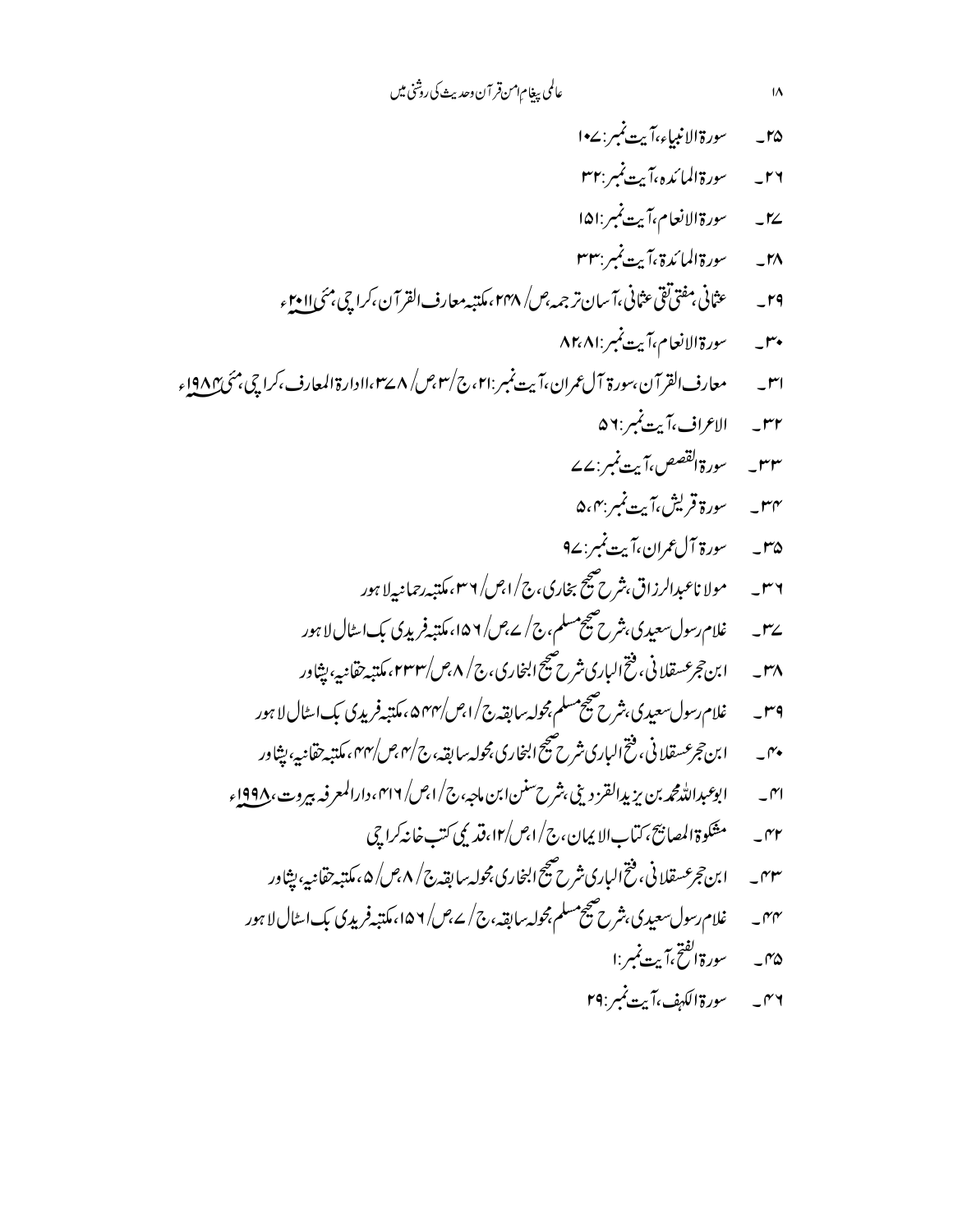۲۵۔ سورۃ الانبیاء، آیت نمبر: ۱۰۷

۲۶۔ سورۃ المائدہ، آیت نمبر: ۳۲

۲۷۔ سورۃ الانعام، آیت نمبر: ۱۵۱

۲۸۔ سورۃ المائدۃ، آیت نمبر: ۳۳

۲۹۔ عثمانی، مفتی تقی عثمانی، آسان ترجمہ، ص/ ۲۴۸، مکتبہ معارف القرآن، کراچی، مئی ۲۰۱۱ء

۳۰۔ سورۃ الانعام، آیت نمبر: ۸۱، ۸۲

۳۱۔ معارف القرآن، سورۃ آل عمران، آیت نمبر: ۲۱، ج/ ۳، ص/ ۳۷۸، ادارۃ المعارف، کراچی، مئی ۱۹۸۴ء

۳۲۔ الاعراف، آیت نمبر: ۵۶

۳۳۔ سورۃ القصص، آیت نمبر: ۷۷

۳۴۔ سورۃ قریش، آیت نمبر: ۴، ۵

۳۵۔ سورۃ آل عمران، آیت نمبر: ۹۷

۳۶۔ مولانا عبدالرزاق، شرح صحیح بخاری، ج/ ۱، ص/ ۳۶، مکتبہ رحمانیہ لاہور

۳۷۔ غلام رسول سعیدی، شرح صحیح مسلم، ج/ ۷، ص/ ۱۵۶، مکتبہ فریدی بک اسٹال لاہور

۳۸۔ ابن حجر عسقلانی، فتح الباری شرح صحیح البخاری، ج/ ۸، ص/ ۲۳۳، مکتبہ حقانیہ، پشاور

۳۹۔ غلام رسول سعیدی، شرح صحیح مسلم، محولہ سابقہ ج/ ۱، ص/ ۵۴۴، مکتبہ فریدی بک اسٹال لاہور

۴۰۔ ابن حجر عسقلانی، فتح الباری شرح صحیح البخاری، محولہ سابقہ، ج/ ۴، ص/ ۴۴، مکتبہ حقانیہ، پشاور

۴۱۔ ابوعبداللہ محمد بن یزید القزوینی، شرح سنن ابن ماجہ، ج/ ۱، ص/ ۴۱۶، دارالمعرفہ بیروت، ۱۹۹۸ء

۴۲۔ مشکوۃ المصابیح، کتاب الایمان، ج/ ۱، ص/ ۱۲، قدیمی کتب خانہ کراچی

۴۳۔ ابن حجر عسقلانی، فتح الباری شرح صحیح البخاری، محولہ سابقہ ج/ ۸، ص/ ۵، مکتبہ حقانیہ، پشاور

۴۴۔ غلام رسول سعیدی، شرح صحیح مسلم، محولہ سابقہ، ج/ ۷، ص/ ۱۵۶، مکتبہ فریدی بک اسٹال لاہور

۴۵۔ سورۃ الفتح، آیت نمبر: ۱

۴۶۔ سورۃ الکہف، آیت نمبر: ۲۹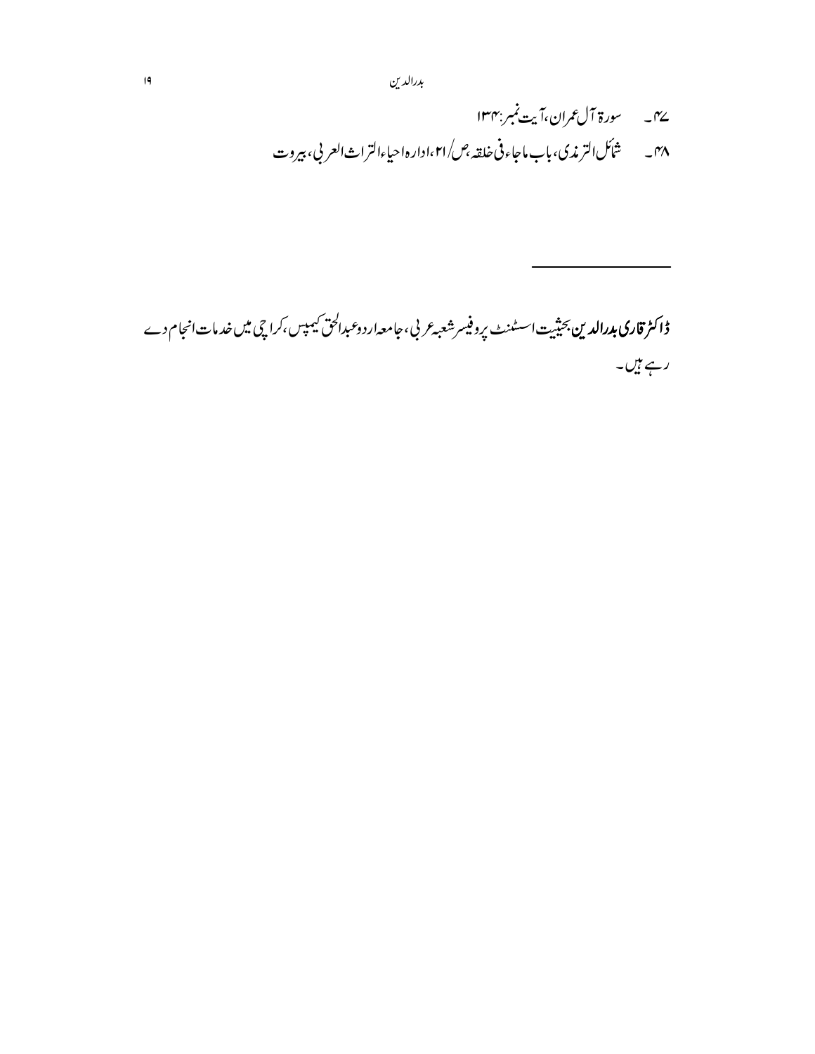۴۷۔ سورۃ آل عمران، آیت نمبر:۱۳۴

۴۸۔ شمائل الترمذی، باب ما جاء فی خلقہ، ص/۲۱، ادارہ احیاء التراث العربی، بیروت

---

**ڈاکٹر قاری بدرالدین** بحیثیت اسسٹنٹ پروفیسر شعبہ عربی، جامعہ اردو عبدالحق کیمپس، کراچی میں خدمات انجام دے رہے ہیں۔